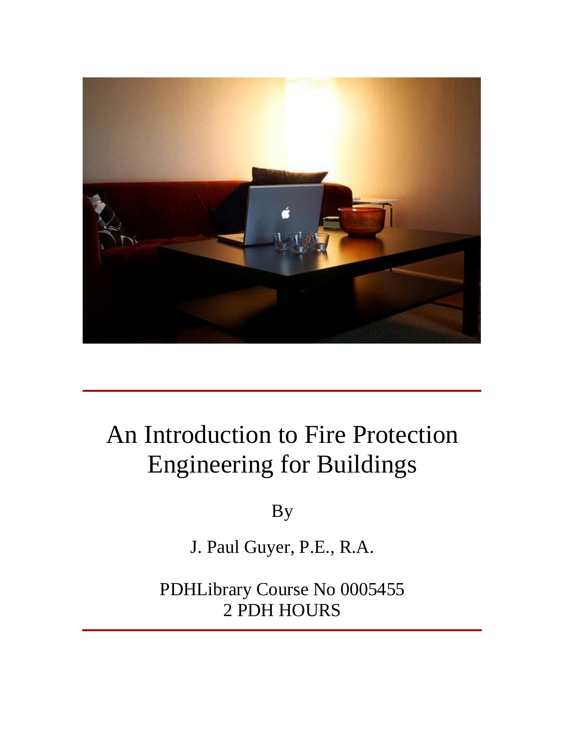# An Introduction to Fire Protection Engineering for Buildings

By

J. Paul Guyer, P.E., R.A.

PDHLibrary Course No 0005455
2 PDH HOURS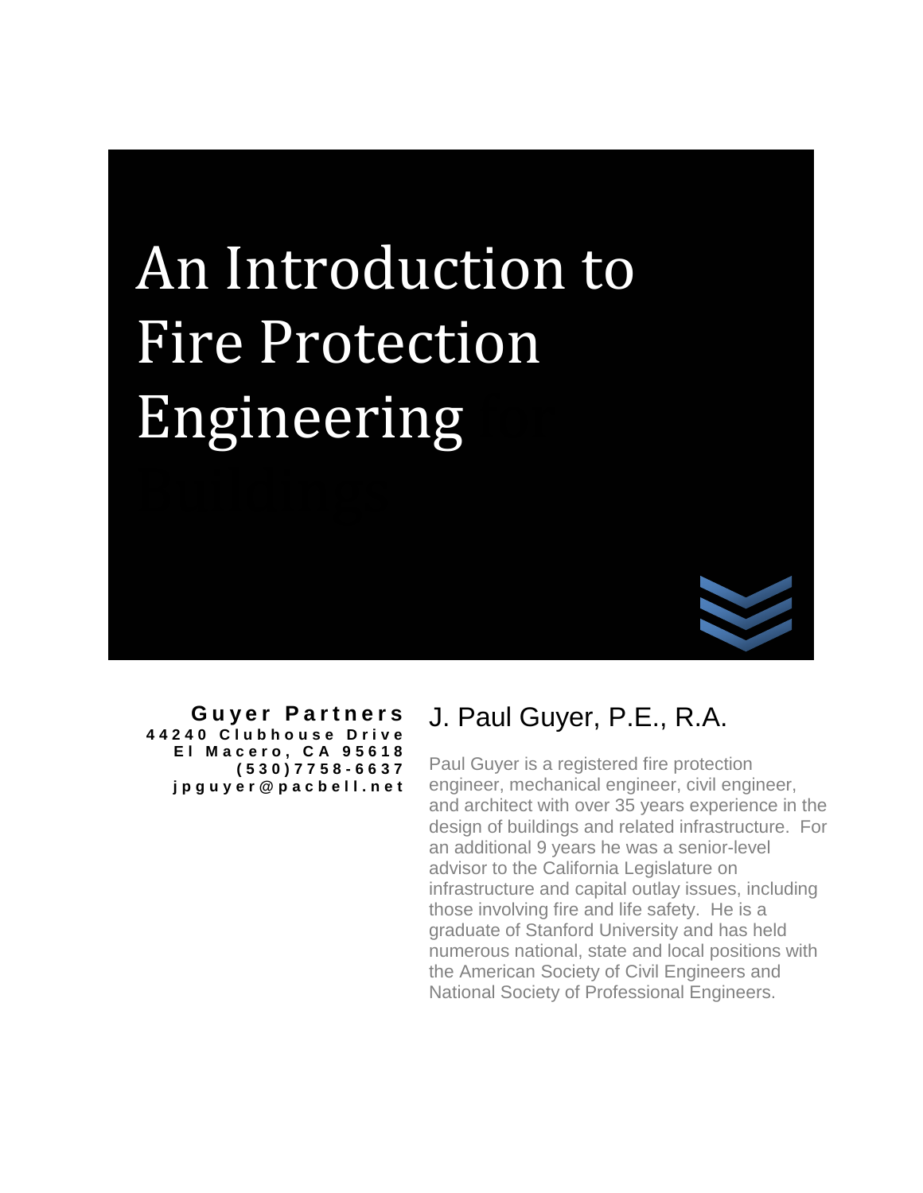# An Introduction to Fire Protection Engineering

**Guyer Partners**
44240 Clubhouse Drive
El Macero, CA 95618
(530)7758-6637
jpguyer@pacbell.net

## J. Paul Guyer, P.E., R.A.

Paul Guyer is a registered fire protection engineer, mechanical engineer, civil engineer, and architect with over 35 years experience in the design of buildings and related infrastructure. For an additional 9 years he was a senior-level advisor to the California Legislature on infrastructure and capital outlay issues, including those involving fire and life safety. He is a graduate of Stanford University and has held numerous national, state and local positions with the American Society of Civil Engineers and National Society of Professional Engineers.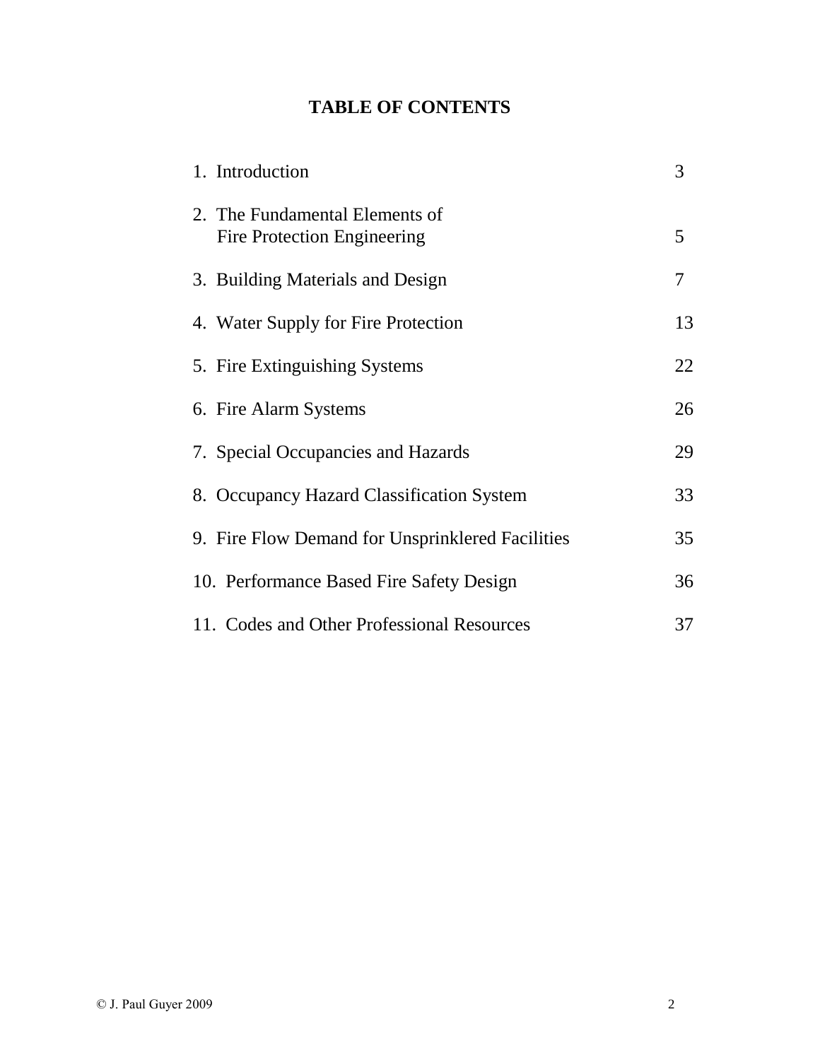# TABLE OF CONTENTS

| | |
|---|---|
| 1. Introduction | 3 |
| 2. The Fundamental Elements of Fire Protection Engineering | 5 |
| 3. Building Materials and Design | 7 |
| 4. Water Supply for Fire Protection | 13 |
| 5. Fire Extinguishing Systems | 22 |
| 6. Fire Alarm Systems | 26 |
| 7. Special Occupancies and Hazards | 29 |
| 8. Occupancy Hazard Classification System | 33 |
| 9. Fire Flow Demand for Unsprinklered Facilities | 35 |
| 10. Performance Based Fire Safety Design | 36 |
| 11. Codes and Other Professional Resources | 37 |

© J. Paul Guyer 2009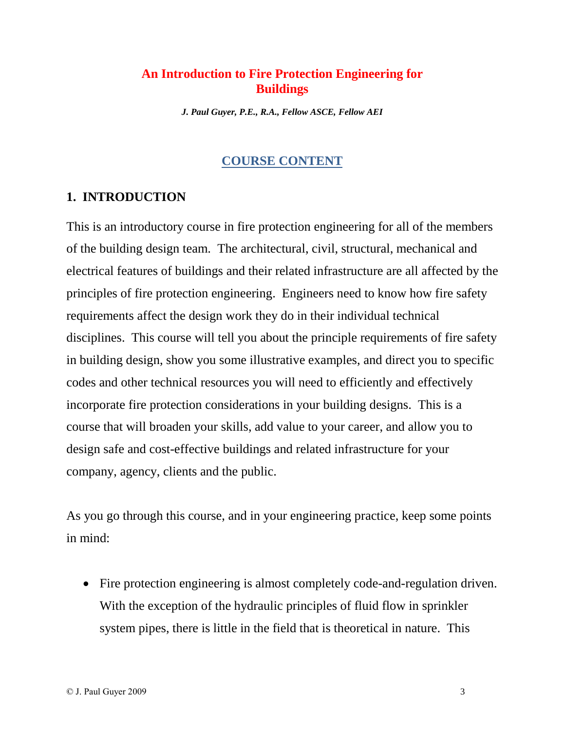# An Introduction to Fire Protection Engineering for Buildings

*J. Paul Guyer, P.E., R.A., Fellow ASCE, Fellow AEI*

## COURSE CONTENT

## 1. INTRODUCTION

This is an introductory course in fire protection engineering for all of the members of the building design team. The architectural, civil, structural, mechanical and electrical features of buildings and their related infrastructure are all affected by the principles of fire protection engineering. Engineers need to know how fire safety requirements affect the design work they do in their individual technical disciplines. This course will tell you about the principle requirements of fire safety in building design, show you some illustrative examples, and direct you to specific codes and other technical resources you will need to efficiently and effectively incorporate fire protection considerations in your building designs. This is a course that will broaden your skills, add value to your career, and allow you to design safe and cost-effective buildings and related infrastructure for your company, agency, clients and the public.

As you go through this course, and in your engineering practice, keep some points in mind:

- Fire protection engineering is almost completely code-and-regulation driven. With the exception of the hydraulic principles of fluid flow in sprinkler system pipes, there is little in the field that is theoretical in nature. This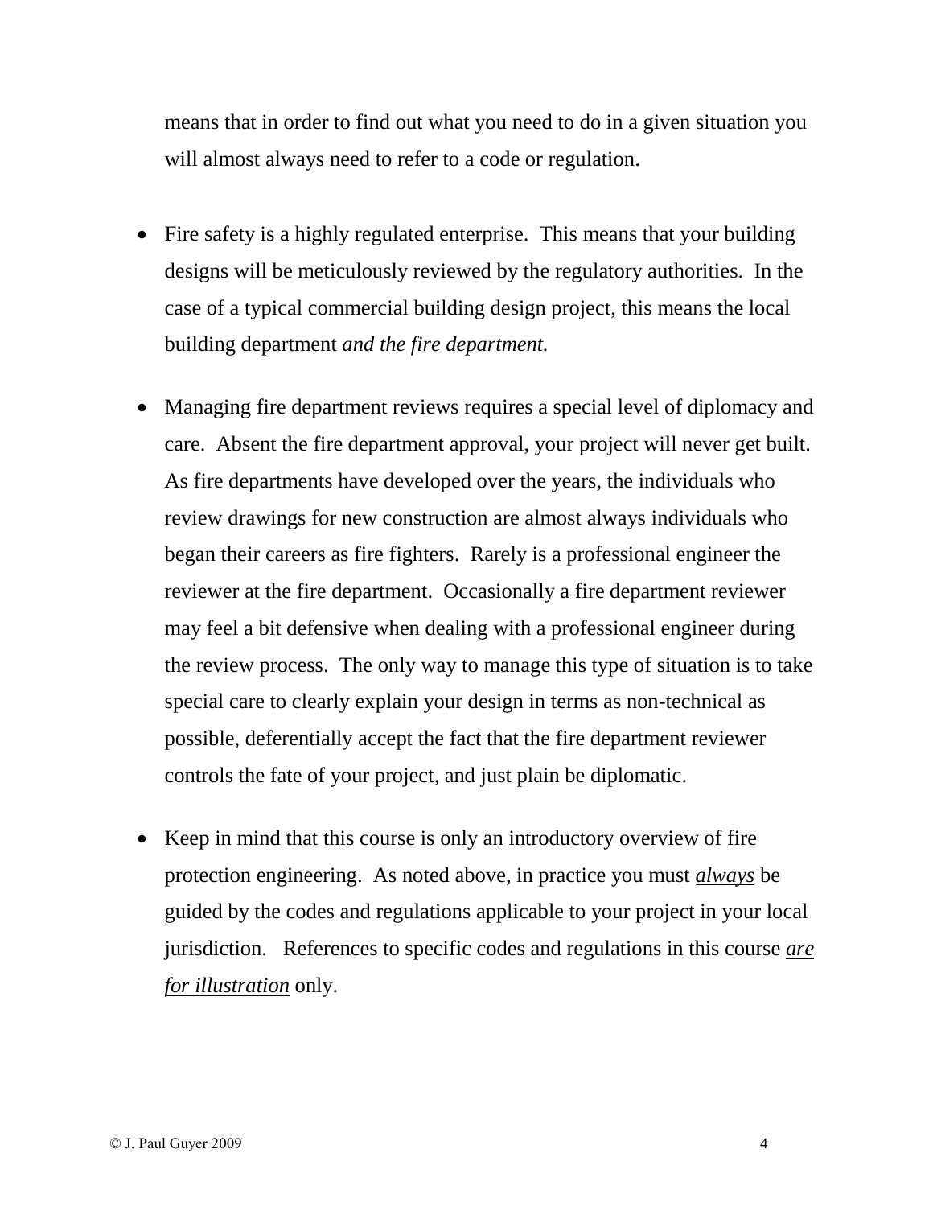means that in order to find out what you need to do in a given situation you will almost always need to refer to a code or regulation.

- Fire safety is a highly regulated enterprise. This means that your building designs will be meticulously reviewed by the regulatory authorities. In the case of a typical commercial building design project, this means the local building department *and the fire department.*

- Managing fire department reviews requires a special level of diplomacy and care. Absent the fire department approval, your project will never get built. As fire departments have developed over the years, the individuals who review drawings for new construction are almost always individuals who began their careers as fire fighters. Rarely is a professional engineer the reviewer at the fire department. Occasionally a fire department reviewer may feel a bit defensive when dealing with a professional engineer during the review process. The only way to manage this type of situation is to take special care to clearly explain your design in terms as non-technical as possible, deferentially accept the fact that the fire department reviewer controls the fate of your project, and just plain be diplomatic.

- Keep in mind that this course is only an introductory overview of fire protection engineering. As noted above, in practice you must ***always*** be guided by the codes and regulations applicable to your project in your local jurisdiction. References to specific codes and regulations in this course ***are for illustration*** only.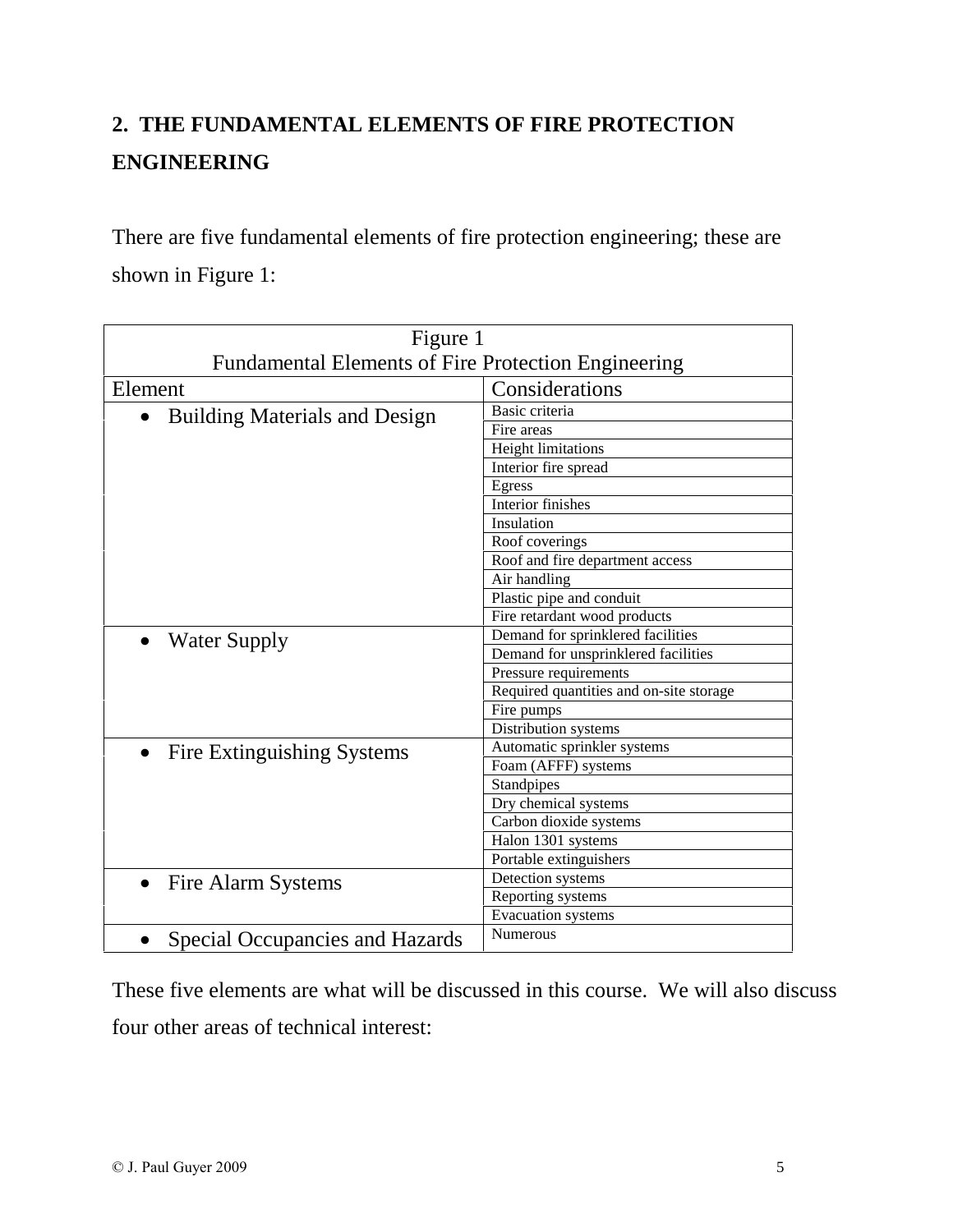## 2. THE FUNDAMENTAL ELEMENTS OF FIRE PROTECTION ENGINEERING

There are five fundamental elements of fire protection engineering; these are shown in Figure 1:

Figure 1
Fundamental Elements of Fire Protection Engineering

| Element | Considerations |
|---|---|
| • Building Materials and Design | Basic criteria |
| | Fire areas |
| | Height limitations |
| | Interior fire spread |
| | Egress |
| | Interior finishes |
| | Insulation |
| | Roof coverings |
| | Roof and fire department access |
| | Air handling |
| | Plastic pipe and conduit |
| | Fire retardant wood products |
| • Water Supply | Demand for sprinklered facilities |
| | Demand for unsprinklered facilities |
| | Pressure requirements |
| | Required quantities and on-site storage |
| | Fire pumps |
| | Distribution systems |
| • Fire Extinguishing Systems | Automatic sprinkler systems |
| | Foam (AFFF) systems |
| | Standpipes |
| | Dry chemical systems |
| | Carbon dioxide systems |
| | Halon 1301 systems |
| | Portable extinguishers |
| • Fire Alarm Systems | Detection systems |
| | Reporting systems |
| | Evacuation systems |
| • Special Occupancies and Hazards | Numerous |

These five elements are what will be discussed in this course. We will also discuss four other areas of technical interest: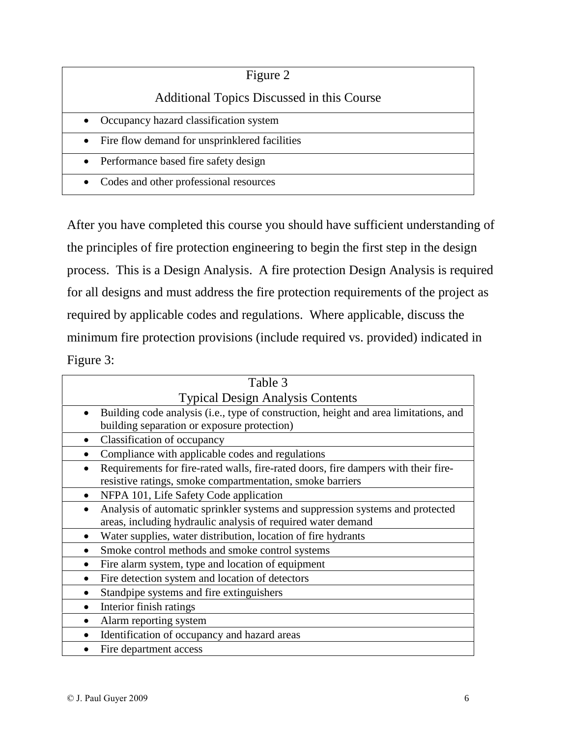| Figure 2<br>Additional Topics Discussed in this Course |
|---|
| • Occupancy hazard classification system |
| • Fire flow demand for unsprinklered facilities |
| • Performance based fire safety design |
| • Codes and other professional resources |

After you have completed this course you should have sufficient understanding of the principles of fire protection engineering to begin the first step in the design process. This is a Design Analysis. A fire protection Design Analysis is required for all designs and must address the fire protection requirements of the project as required by applicable codes and regulations. Where applicable, discuss the minimum fire protection provisions (include required vs. provided) indicated in Figure 3:

| Table 3<br>Typical Design Analysis Contents |
|---|
| • Building code analysis (i.e., type of construction, height and area limitations, and building separation or exposure protection) |
| • Classification of occupancy |
| • Compliance with applicable codes and regulations |
| • Requirements for fire-rated walls, fire-rated doors, fire dampers with their fire-resistive ratings, smoke compartmentation, smoke barriers |
| • NFPA 101, Life Safety Code application |
| • Analysis of automatic sprinkler systems and suppression systems and protected areas, including hydraulic analysis of required water demand |
| • Water supplies, water distribution, location of fire hydrants |
| • Smoke control methods and smoke control systems |
| • Fire alarm system, type and location of equipment |
| • Fire detection system and location of detectors |
| • Standpipe systems and fire extinguishers |
| • Interior finish ratings |
| • Alarm reporting system |
| • Identification of occupancy and hazard areas |
| • Fire department access |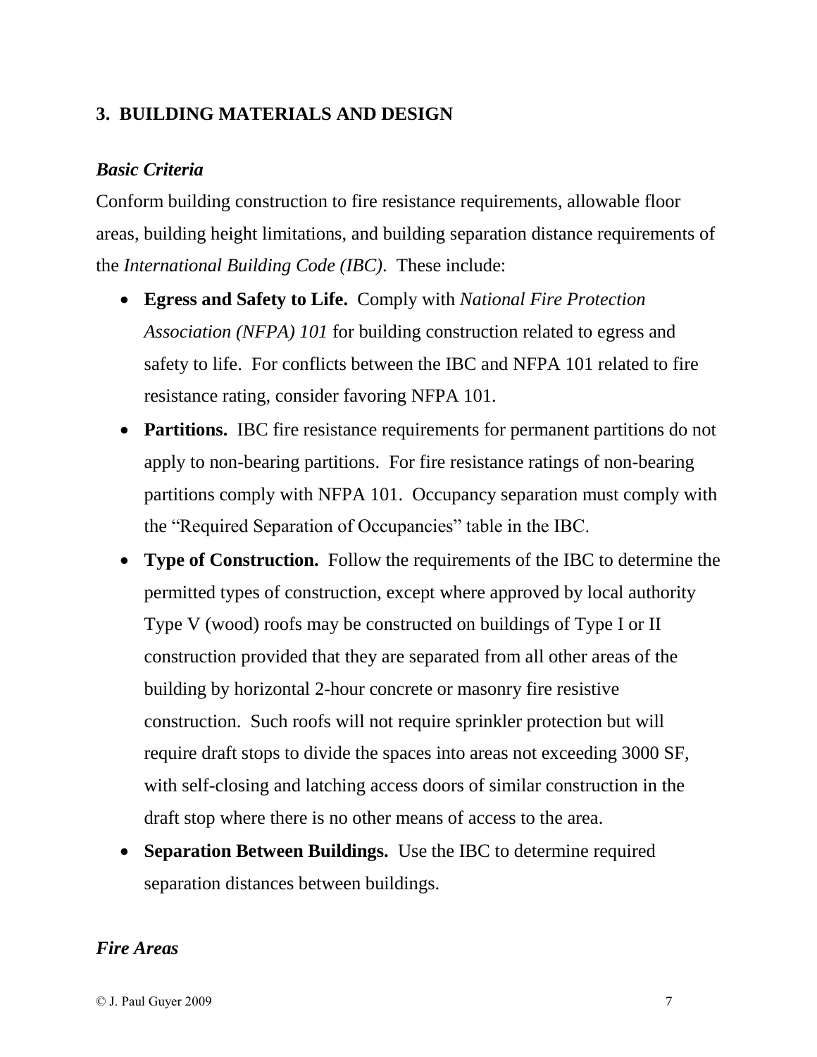## 3. BUILDING MATERIALS AND DESIGN

### *Basic Criteria*

Conform building construction to fire resistance requirements, allowable floor areas, building height limitations, and building separation distance requirements of the *International Building Code (IBC)*. These include:

- **Egress and Safety to Life.** Comply with *National Fire Protection Association (NFPA) 101* for building construction related to egress and safety to life. For conflicts between the IBC and NFPA 101 related to fire resistance rating, consider favoring NFPA 101.
- **Partitions.** IBC fire resistance requirements for permanent partitions do not apply to non-bearing partitions. For fire resistance ratings of non-bearing partitions comply with NFPA 101. Occupancy separation must comply with the "Required Separation of Occupancies" table in the IBC.
- **Type of Construction.** Follow the requirements of the IBC to determine the permitted types of construction, except where approved by local authority Type V (wood) roofs may be constructed on buildings of Type I or II construction provided that they are separated from all other areas of the building by horizontal 2-hour concrete or masonry fire resistive construction. Such roofs will not require sprinkler protection but will require draft stops to divide the spaces into areas not exceeding 3000 SF, with self-closing and latching access doors of similar construction in the draft stop where there is no other means of access to the area.
- **Separation Between Buildings.** Use the IBC to determine required separation distances between buildings.

### *Fire Areas*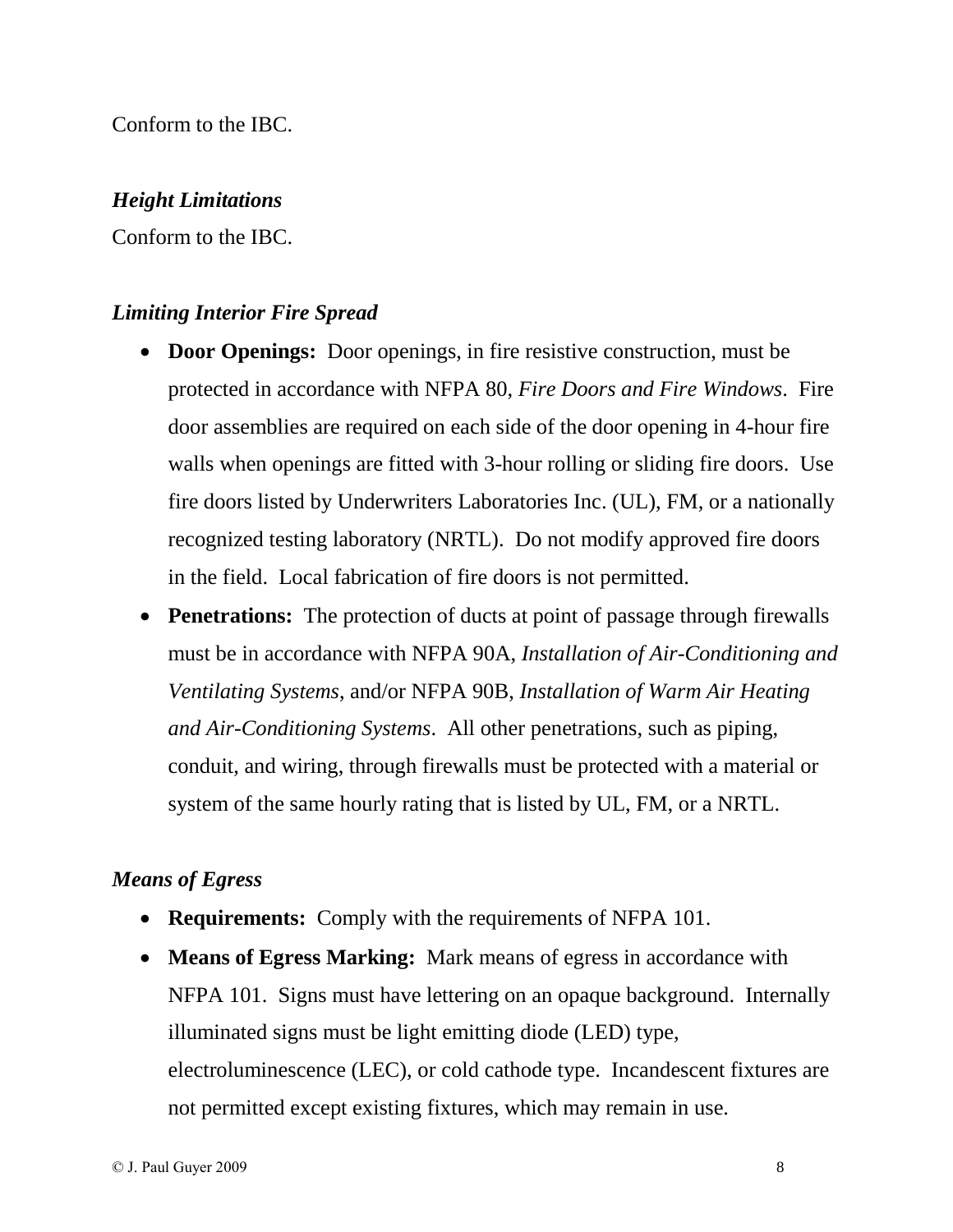Conform to the IBC.

***Height Limitations***

Conform to the IBC.

***Limiting Interior Fire Spread***

- **Door Openings:** Door openings, in fire resistive construction, must be protected in accordance with NFPA 80, *Fire Doors and Fire Windows*. Fire door assemblies are required on each side of the door opening in 4-hour fire walls when openings are fitted with 3-hour rolling or sliding fire doors. Use fire doors listed by Underwriters Laboratories Inc. (UL), FM, or a nationally recognized testing laboratory (NRTL). Do not modify approved fire doors in the field. Local fabrication of fire doors is not permitted.
- **Penetrations:** The protection of ducts at point of passage through firewalls must be in accordance with NFPA 90A, *Installation of Air-Conditioning and Ventilating Systems*, and/or NFPA 90B, *Installation of Warm Air Heating and Air-Conditioning Systems*. All other penetrations, such as piping, conduit, and wiring, through firewalls must be protected with a material or system of the same hourly rating that is listed by UL, FM, or a NRTL.

***Means of Egress***

- **Requirements:** Comply with the requirements of NFPA 101.
- **Means of Egress Marking:** Mark means of egress in accordance with NFPA 101. Signs must have lettering on an opaque background. Internally illuminated signs must be light emitting diode (LED) type, electroluminescence (LEC), or cold cathode type. Incandescent fixtures are not permitted except existing fixtures, which may remain in use.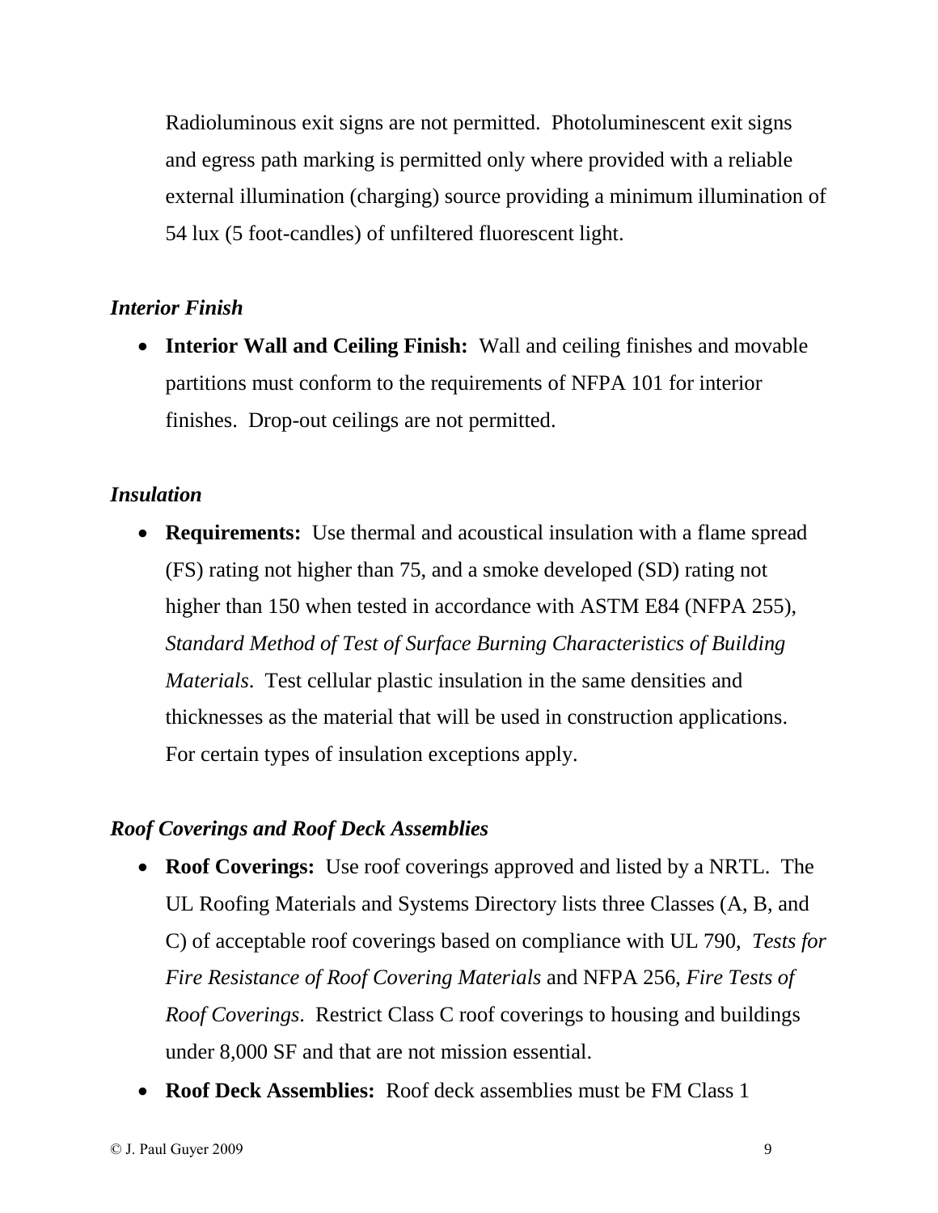Radioluminous exit signs are not permitted. Photoluminescent exit signs and egress path marking is permitted only where provided with a reliable external illumination (charging) source providing a minimum illumination of 54 lux (5 foot-candles) of unfiltered fluorescent light.

### *Interior Finish*

- **Interior Wall and Ceiling Finish:** Wall and ceiling finishes and movable partitions must conform to the requirements of NFPA 101 for interior finishes. Drop-out ceilings are not permitted.

### *Insulation*

- **Requirements:** Use thermal and acoustical insulation with a flame spread (FS) rating not higher than 75, and a smoke developed (SD) rating not higher than 150 when tested in accordance with ASTM E84 (NFPA 255), *Standard Method of Test of Surface Burning Characteristics of Building Materials*. Test cellular plastic insulation in the same densities and thicknesses as the material that will be used in construction applications. For certain types of insulation exceptions apply.

### *Roof Coverings and Roof Deck Assemblies*

- **Roof Coverings:** Use roof coverings approved and listed by a NRTL. The UL Roofing Materials and Systems Directory lists three Classes (A, B, and C) of acceptable roof coverings based on compliance with UL 790, *Tests for Fire Resistance of Roof Covering Materials* and NFPA 256, *Fire Tests of Roof Coverings*. Restrict Class C roof coverings to housing and buildings under 8,000 SF and that are not mission essential.
- **Roof Deck Assemblies:** Roof deck assemblies must be FM Class 1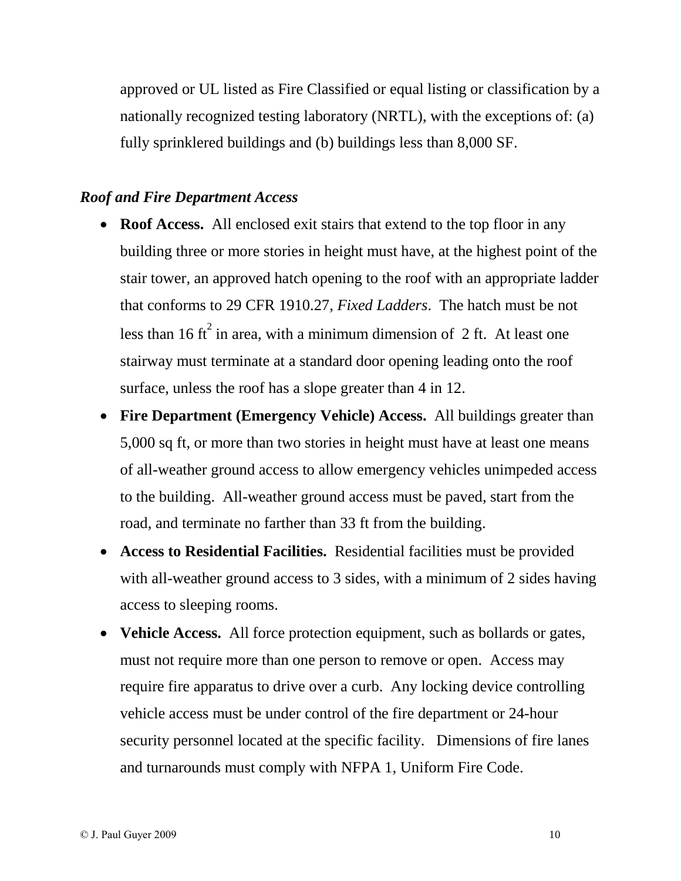approved or UL listed as Fire Classified or equal listing or classification by a nationally recognized testing laboratory (NRTL), with the exceptions of: (a) fully sprinklered buildings and (b) buildings less than 8,000 SF.

*Roof and Fire Department Access*

- **Roof Access.** All enclosed exit stairs that extend to the top floor in any building three or more stories in height must have, at the highest point of the stair tower, an approved hatch opening to the roof with an appropriate ladder that conforms to 29 CFR 1910.27, *Fixed Ladders*. The hatch must be not less than 16 $ft^2$ in area, with a minimum dimension of 2 ft. At least one stairway must terminate at a standard door opening leading onto the roof surface, unless the roof has a slope greater than 4 in 12.
- **Fire Department (Emergency Vehicle) Access.** All buildings greater than 5,000 sq ft, or more than two stories in height must have at least one means of all-weather ground access to allow emergency vehicles unimpeded access to the building. All-weather ground access must be paved, start from the road, and terminate no farther than 33 ft from the building.
- **Access to Residential Facilities.** Residential facilities must be provided with all-weather ground access to 3 sides, with a minimum of 2 sides having access to sleeping rooms.
- **Vehicle Access.** All force protection equipment, such as bollards or gates, must not require more than one person to remove or open. Access may require fire apparatus to drive over a curb. Any locking device controlling vehicle access must be under control of the fire department or 24-hour security personnel located at the specific facility. Dimensions of fire lanes and turnarounds must comply with NFPA 1, Uniform Fire Code.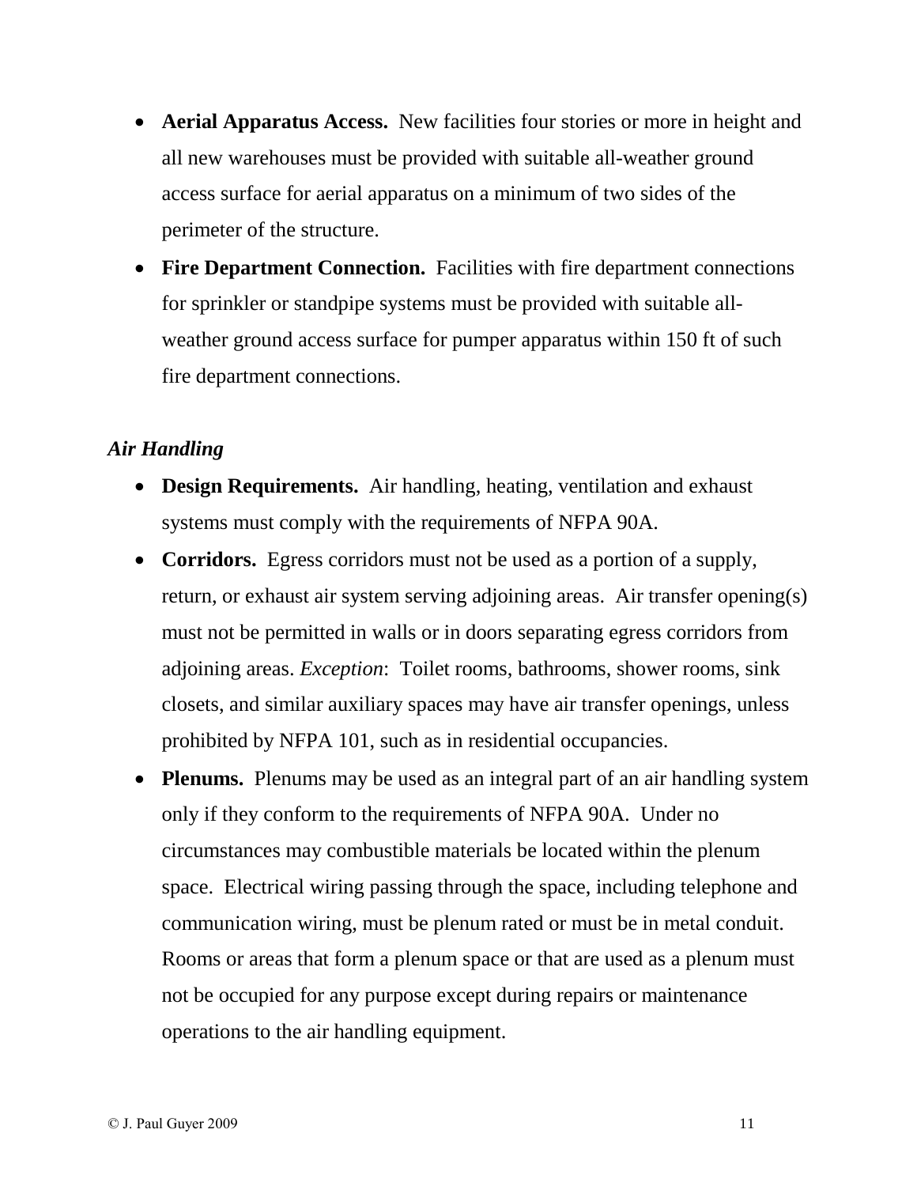- **Aerial Apparatus Access.** New facilities four stories or more in height and all new warehouses must be provided with suitable all-weather ground access surface for aerial apparatus on a minimum of two sides of the perimeter of the structure.
- **Fire Department Connection.** Facilities with fire department connections for sprinkler or standpipe systems must be provided with suitable all-weather ground access surface for pumper apparatus within 150 ft of such fire department connections.

***Air Handling***

- **Design Requirements.** Air handling, heating, ventilation and exhaust systems must comply with the requirements of NFPA 90A.
- **Corridors.** Egress corridors must not be used as a portion of a supply, return, or exhaust air system serving adjoining areas. Air transfer opening(s) must not be permitted in walls or in doors separating egress corridors from adjoining areas. *Exception*: Toilet rooms, bathrooms, shower rooms, sink closets, and similar auxiliary spaces may have air transfer openings, unless prohibited by NFPA 101, such as in residential occupancies.
- **Plenums.** Plenums may be used as an integral part of an air handling system only if they conform to the requirements of NFPA 90A. Under no circumstances may combustible materials be located within the plenum space. Electrical wiring passing through the space, including telephone and communication wiring, must be plenum rated or must be in metal conduit. Rooms or areas that form a plenum space or that are used as a plenum must not be occupied for any purpose except during repairs or maintenance operations to the air handling equipment.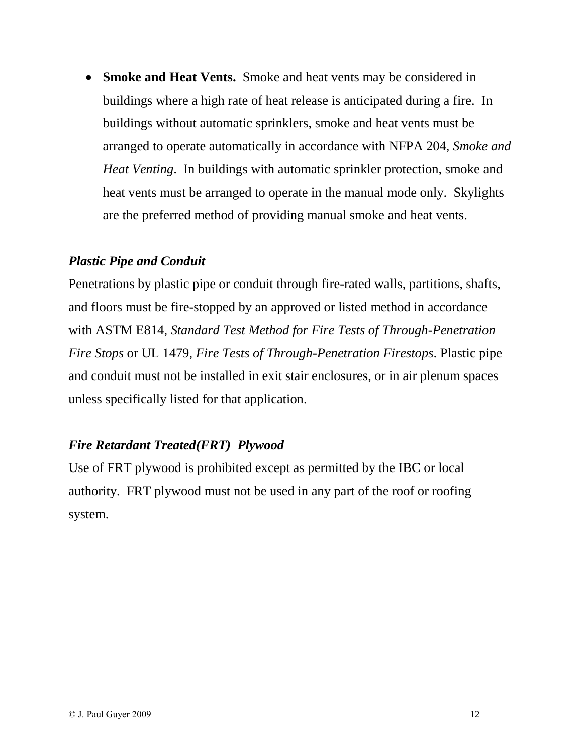- **Smoke and Heat Vents.** Smoke and heat vents may be considered in buildings where a high rate of heat release is anticipated during a fire. In buildings without automatic sprinklers, smoke and heat vents must be arranged to operate automatically in accordance with NFPA 204, *Smoke and Heat Venting*. In buildings with automatic sprinkler protection, smoke and heat vents must be arranged to operate in the manual mode only. Skylights are the preferred method of providing manual smoke and heat vents.

***Plastic Pipe and Conduit***

Penetrations by plastic pipe or conduit through fire-rated walls, partitions, shafts, and floors must be fire-stopped by an approved or listed method in accordance with ASTM E814, *Standard Test Method for Fire Tests of Through-Penetration Fire Stops* or UL 1479, *Fire Tests of Through-Penetration Firestops*. Plastic pipe and conduit must not be installed in exit stair enclosures, or in air plenum spaces unless specifically listed for that application.

***Fire Retardant Treated(FRT) Plywood***

Use of FRT plywood is prohibited except as permitted by the IBC or local authority. FRT plywood must not be used in any part of the roof or roofing system.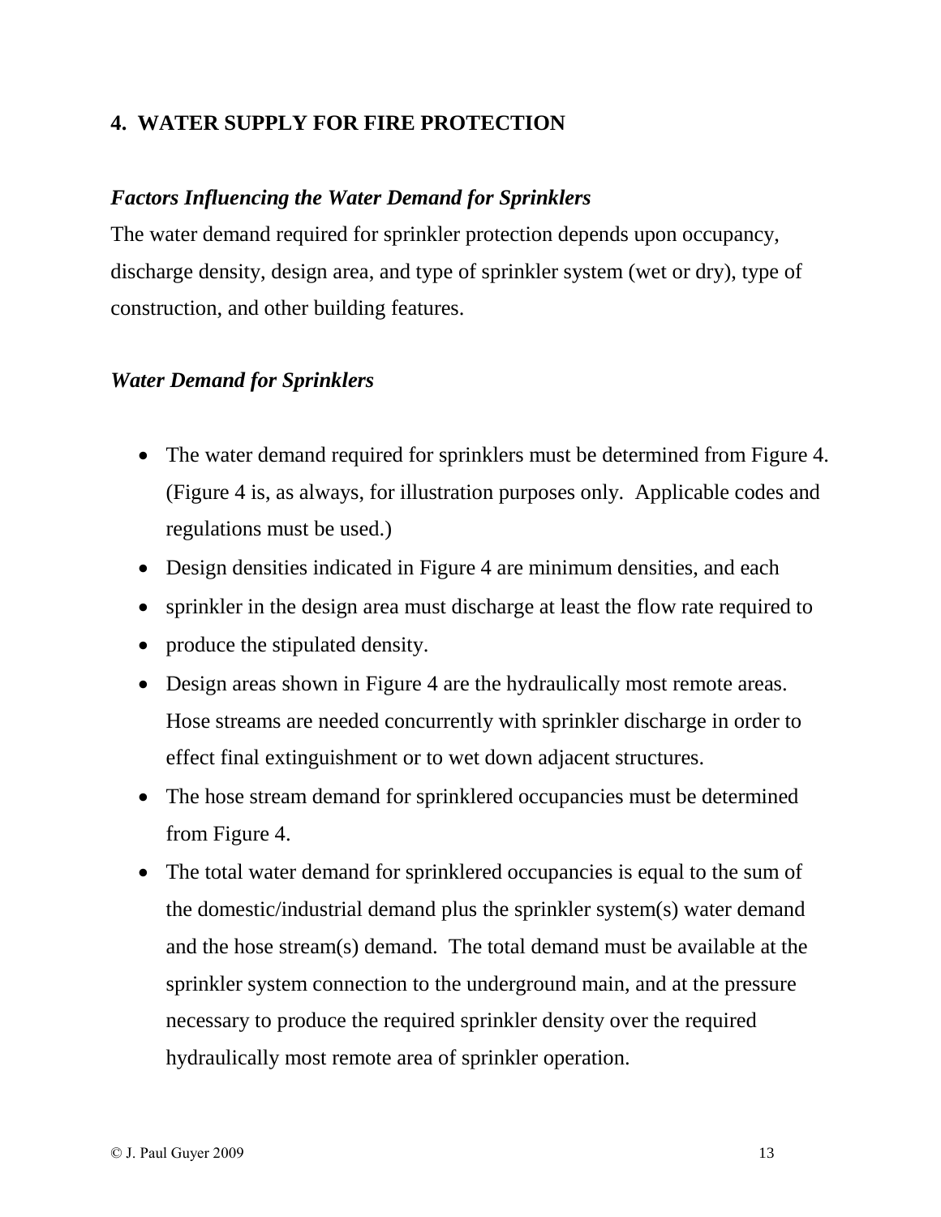## 4. WATER SUPPLY FOR FIRE PROTECTION

### *Factors Influencing the Water Demand for Sprinklers*

The water demand required for sprinkler protection depends upon occupancy, discharge density, design area, and type of sprinkler system (wet or dry), type of construction, and other building features.

### *Water Demand for Sprinklers*

- The water demand required for sprinklers must be determined from Figure 4. (Figure 4 is, as always, for illustration purposes only. Applicable codes and regulations must be used.)
- Design densities indicated in Figure 4 are minimum densities, and each
- sprinkler in the design area must discharge at least the flow rate required to
- produce the stipulated density.
- Design areas shown in Figure 4 are the hydraulically most remote areas. Hose streams are needed concurrently with sprinkler discharge in order to effect final extinguishment or to wet down adjacent structures.
- The hose stream demand for sprinklered occupancies must be determined from Figure 4.
- The total water demand for sprinklered occupancies is equal to the sum of the domestic/industrial demand plus the sprinkler system(s) water demand and the hose stream(s) demand. The total demand must be available at the sprinkler system connection to the underground main, and at the pressure necessary to produce the required sprinkler density over the required hydraulically most remote area of sprinkler operation.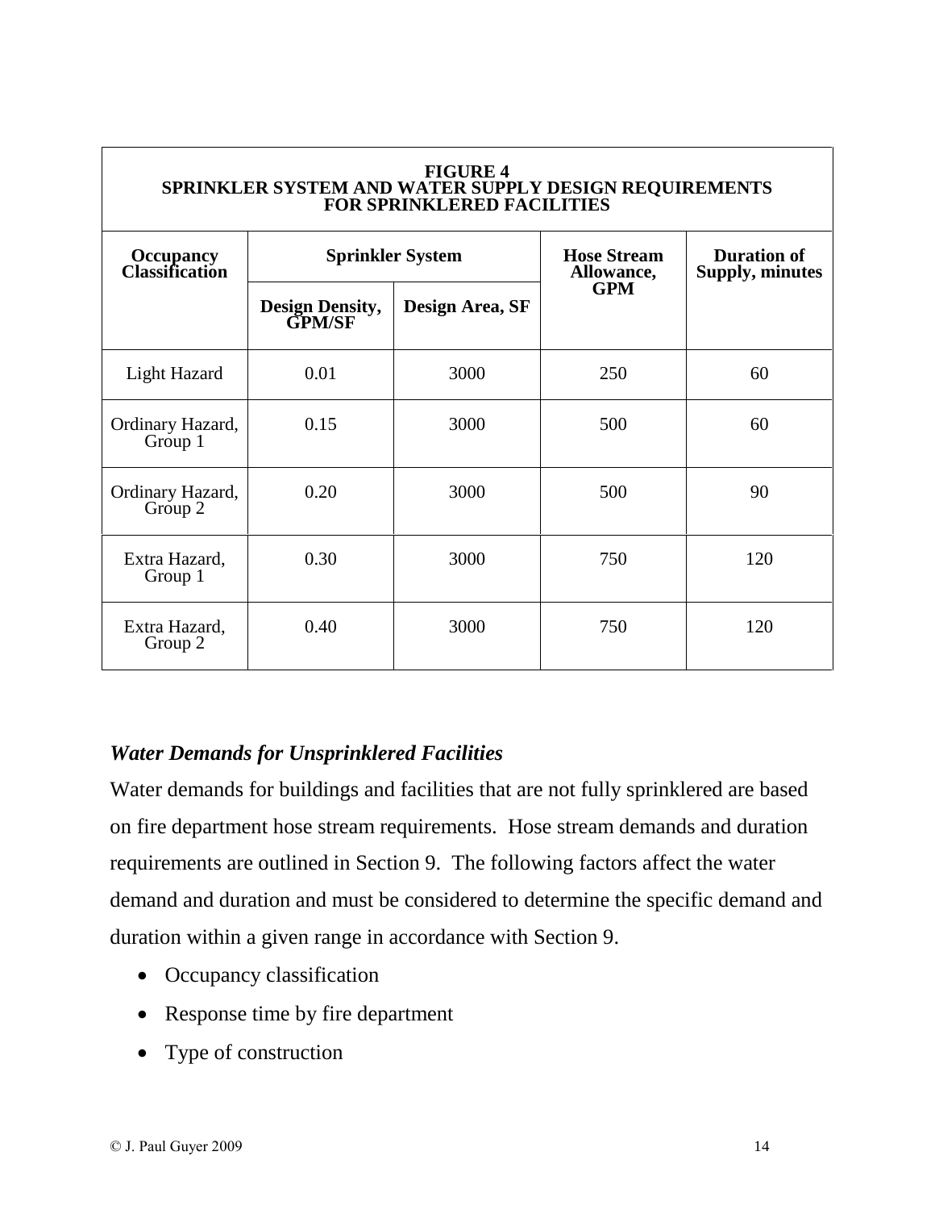| FIGURE 4<br>SPRINKLER SYSTEM AND WATER SUPPLY DESIGN REQUIREMENTS<br>FOR SPRINKLERED FACILITIES | | | | |
|---|---|---|---|---|
| **Occupancy Classification** | **Sprinkler System** | | **Hose Stream Allowance, GPM** | **Duration of Supply, minutes** |
| | **Design Density, GPM/SF** | **Design Area, SF** | | |
| Light Hazard | 0.01 | 3000 | 250 | 60 |
| Ordinary Hazard, Group 1 | 0.15 | 3000 | 500 | 60 |
| Ordinary Hazard, Group 2 | 0.20 | 3000 | 500 | 90 |
| Extra Hazard, Group 1 | 0.30 | 3000 | 750 | 120 |
| Extra Hazard, Group 2 | 0.40 | 3000 | 750 | 120 |

***Water Demands for Unsprinklered Facilities***

Water demands for buildings and facilities that are not fully sprinklered are based on fire department hose stream requirements. Hose stream demands and duration requirements are outlined in Section 9. The following factors affect the water demand and duration and must be considered to determine the specific demand and duration within a given range in accordance with Section 9.

- Occupancy classification
- Response time by fire department
- Type of construction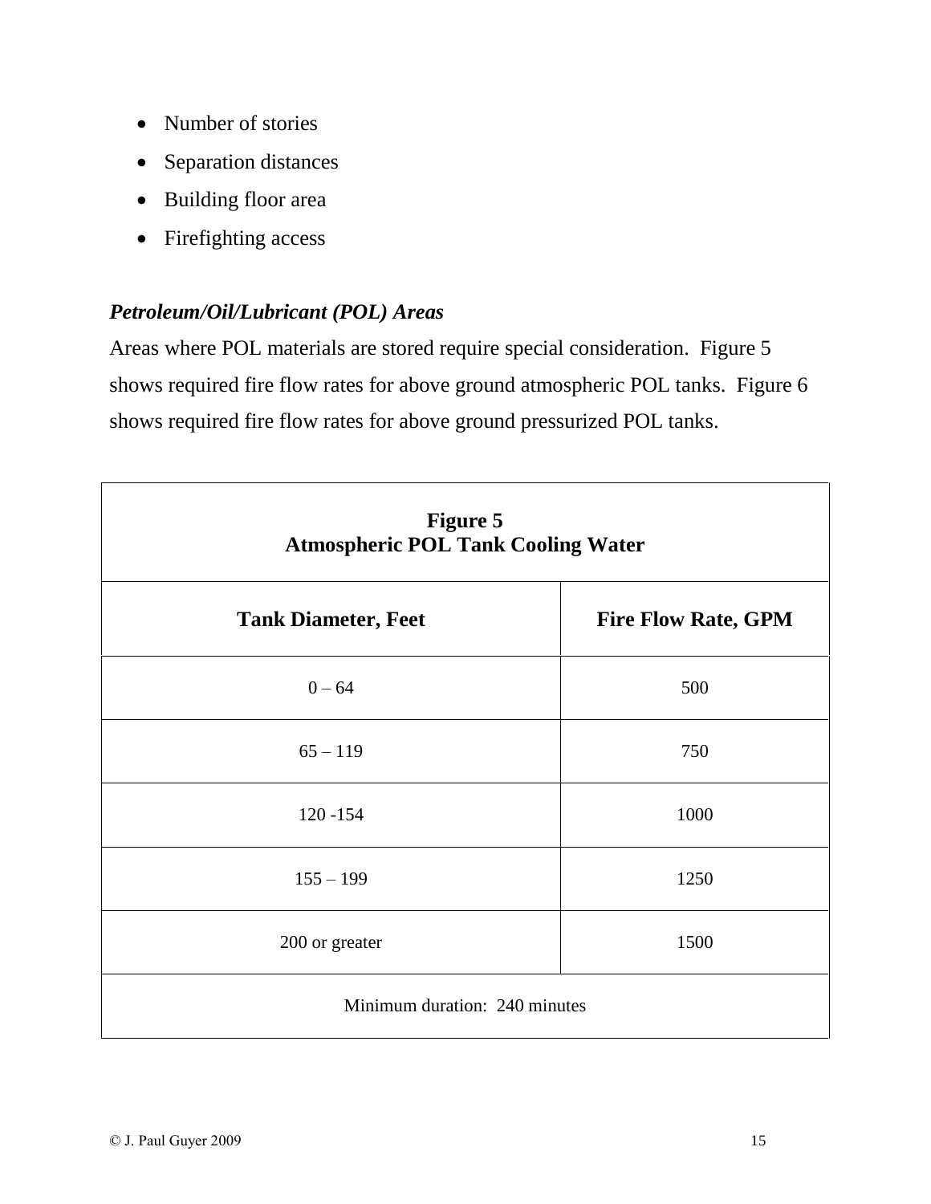- Number of stories
- Separation distances
- Building floor area
- Firefighting access

***Petroleum/Oil/Lubricant (POL) Areas***

Areas where POL materials are stored require special consideration. Figure 5 shows required fire flow rates for above ground atmospheric POL tanks. Figure 6 shows required fire flow rates for above ground pressurized POL tanks.

**Figure 5**
**Atmospheric POL Tank Cooling Water**

| Tank Diameter, Feet | Fire Flow Rate, GPM |
|---|---|
| 0 – 64 | 500 |
| 65 – 119 | 750 |
| 120 -154 | 1000 |
| 155 – 199 | 1250 |
| 200 or greater | 1500 |
| Minimum duration: 240 minutes | |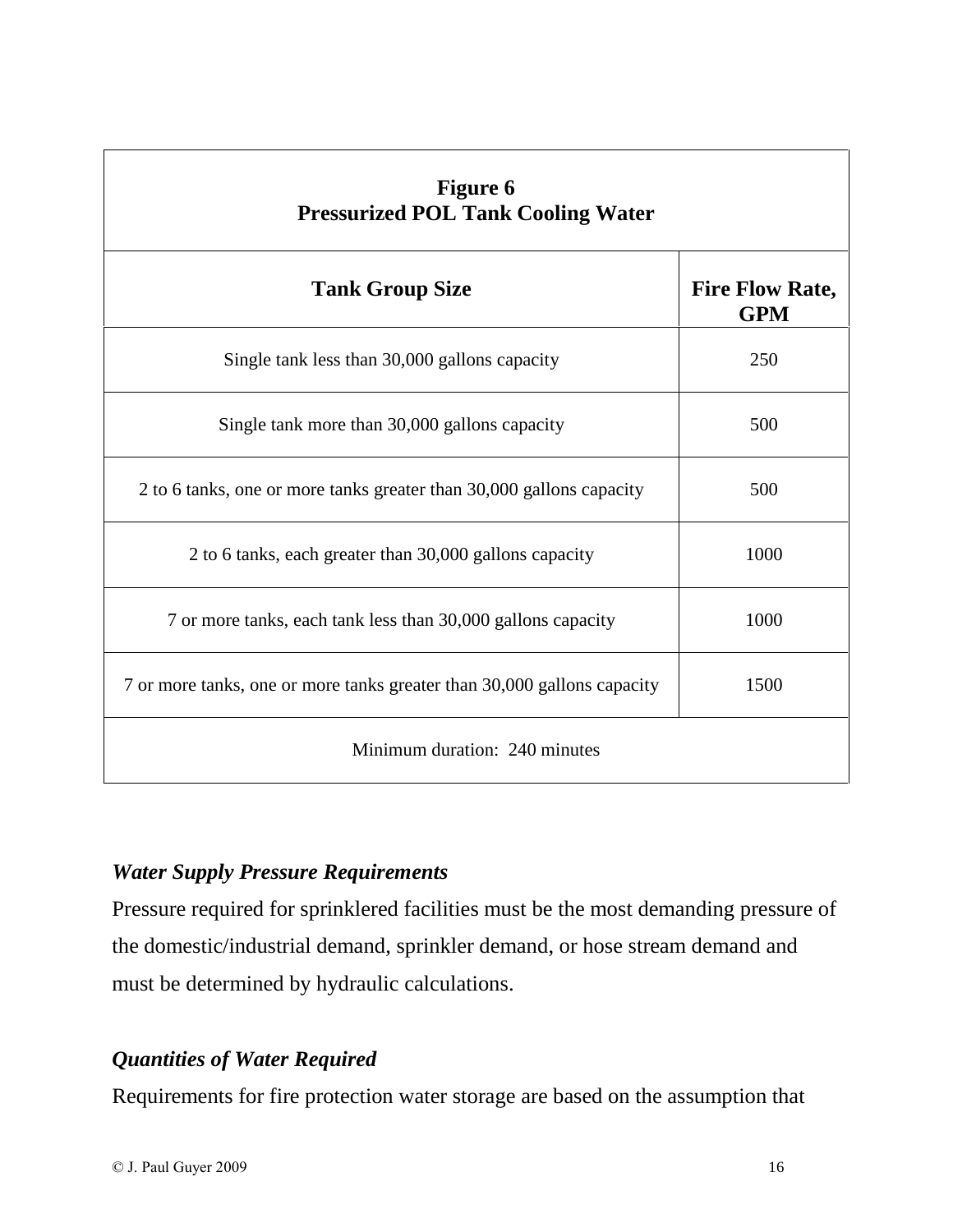**Figure 6**
**Pressurized POL Tank Cooling Water**

| Tank Group Size | Fire Flow Rate, GPM |
|---|---|
| Single tank less than 30,000 gallons capacity | 250 |
| Single tank more than 30,000 gallons capacity | 500 |
| 2 to 6 tanks, one or more tanks greater than 30,000 gallons capacity | 500 |
| 2 to 6 tanks, each greater than 30,000 gallons capacity | 1000 |
| 7 or more tanks, each tank less than 30,000 gallons capacity | 1000 |
| 7 or more tanks, one or more tanks greater than 30,000 gallons capacity | 1500 |
| Minimum duration: 240 minutes | |

***Water Supply Pressure Requirements***

Pressure required for sprinklered facilities must be the most demanding pressure of the domestic/industrial demand, sprinkler demand, or hose stream demand and must be determined by hydraulic calculations.

***Quantities of Water Required***

Requirements for fire protection water storage are based on the assumption that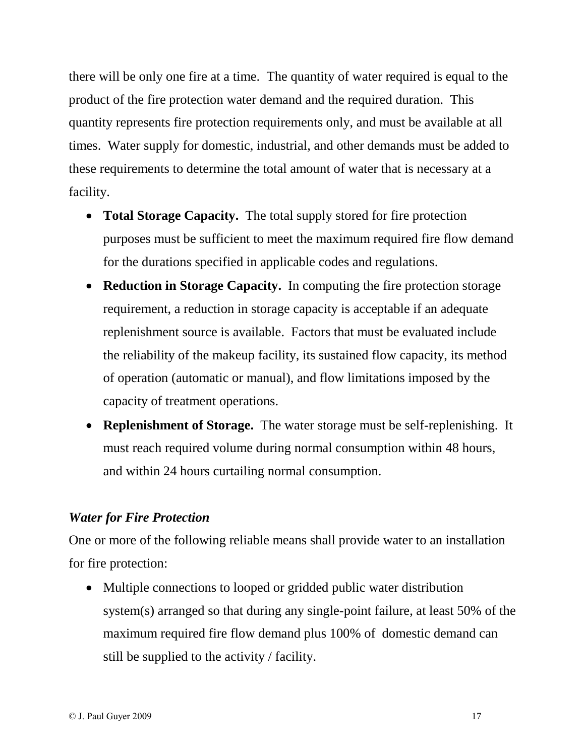there will be only one fire at a time. The quantity of water required is equal to the product of the fire protection water demand and the required duration. This quantity represents fire protection requirements only, and must be available at all times. Water supply for domestic, industrial, and other demands must be added to these requirements to determine the total amount of water that is necessary at a facility.

- **Total Storage Capacity.** The total supply stored for fire protection purposes must be sufficient to meet the maximum required fire flow demand for the durations specified in applicable codes and regulations.
- **Reduction in Storage Capacity.** In computing the fire protection storage requirement, a reduction in storage capacity is acceptable if an adequate replenishment source is available. Factors that must be evaluated include the reliability of the makeup facility, its sustained flow capacity, its method of operation (automatic or manual), and flow limitations imposed by the capacity of treatment operations.
- **Replenishment of Storage.** The water storage must be self-replenishing. It must reach required volume during normal consumption within 48 hours, and within 24 hours curtailing normal consumption.

***Water for Fire Protection***

One or more of the following reliable means shall provide water to an installation for fire protection:

- Multiple connections to looped or gridded public water distribution system(s) arranged so that during any single-point failure, at least 50% of the maximum required fire flow demand plus 100% of domestic demand can still be supplied to the activity / facility.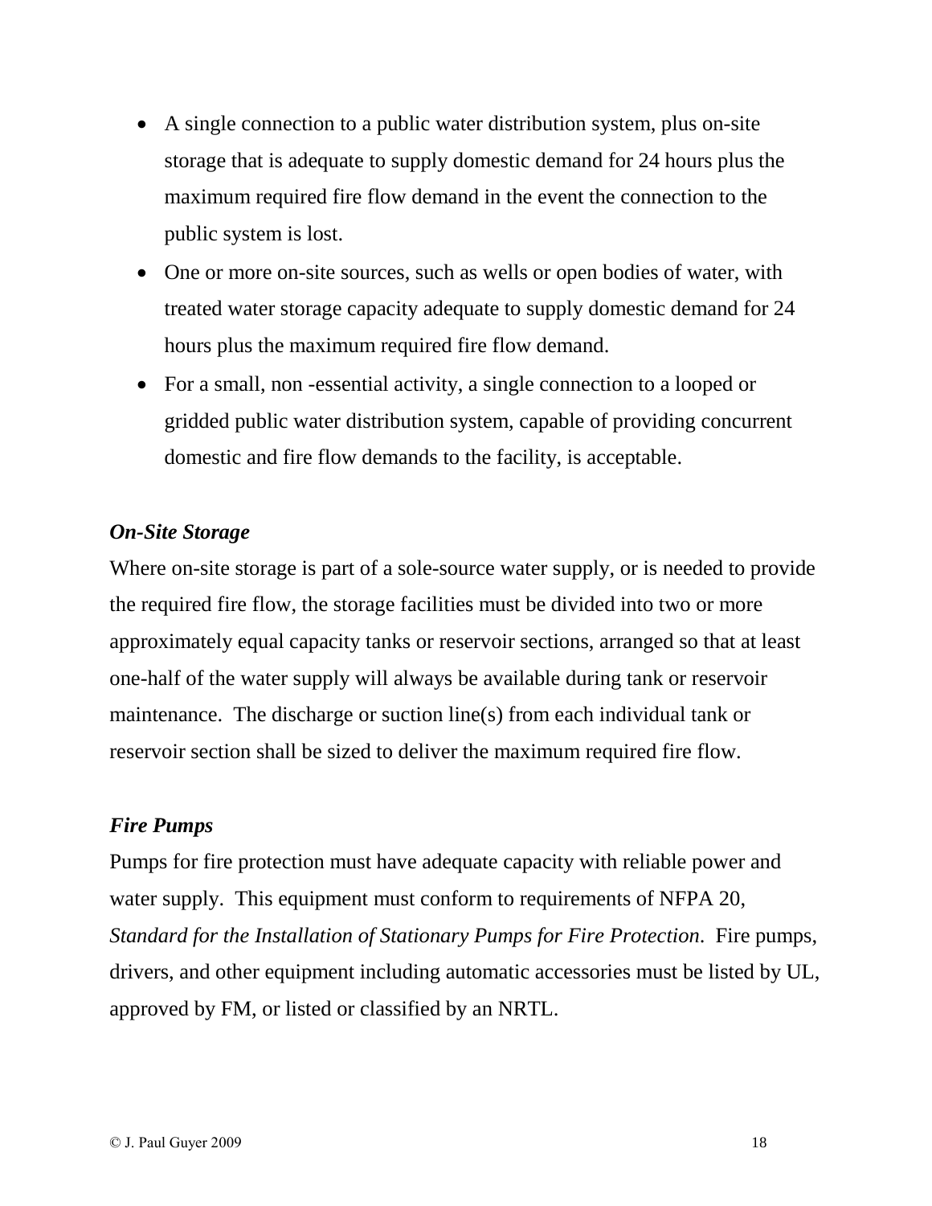- A single connection to a public water distribution system, plus on-site storage that is adequate to supply domestic demand for 24 hours plus the maximum required fire flow demand in the event the connection to the public system is lost.
- One or more on-site sources, such as wells or open bodies of water, with treated water storage capacity adequate to supply domestic demand for 24 hours plus the maximum required fire flow demand.
- For a small, non -essential activity, a single connection to a looped or gridded public water distribution system, capable of providing concurrent domestic and fire flow demands to the facility, is acceptable.

***On-Site Storage***

Where on-site storage is part of a sole-source water supply, or is needed to provide the required fire flow, the storage facilities must be divided into two or more approximately equal capacity tanks or reservoir sections, arranged so that at least one-half of the water supply will always be available during tank or reservoir maintenance. The discharge or suction line(s) from each individual tank or reservoir section shall be sized to deliver the maximum required fire flow.

***Fire Pumps***

Pumps for fire protection must have adequate capacity with reliable power and water supply. This equipment must conform to requirements of NFPA 20, *Standard for the Installation of Stationary Pumps for Fire Protection*. Fire pumps, drivers, and other equipment including automatic accessories must be listed by UL, approved by FM, or listed or classified by an NRTL.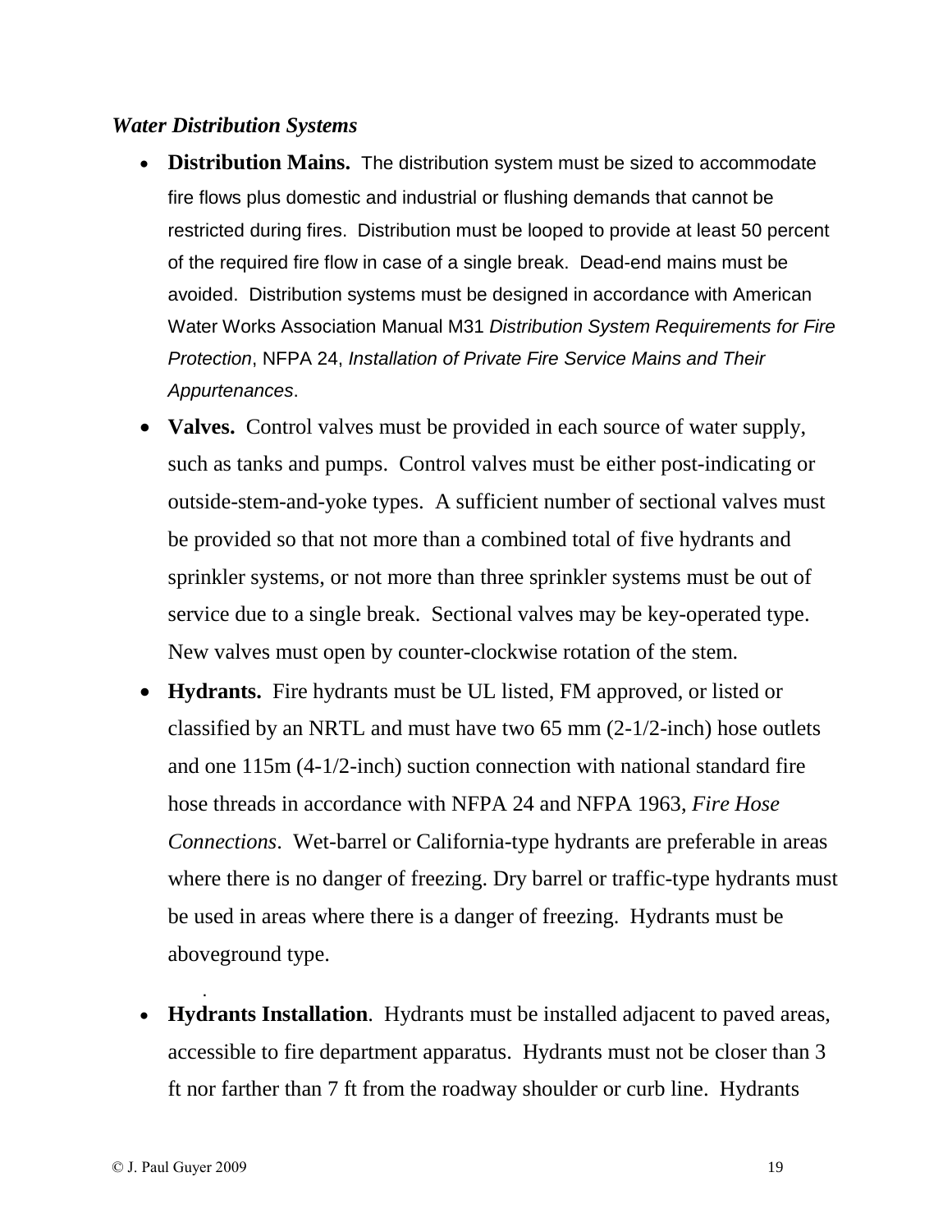*Water Distribution Systems*

- **Distribution Mains.** The distribution system must be sized to accommodate fire flows plus domestic and industrial or flushing demands that cannot be restricted during fires. Distribution must be looped to provide at least 50 percent of the required fire flow in case of a single break. Dead-end mains must be avoided. Distribution systems must be designed in accordance with American Water Works Association Manual M31 *Distribution System Requirements for Fire Protection*, NFPA 24, *Installation of Private Fire Service Mains and Their Appurtenances*.
- **Valves.** Control valves must be provided in each source of water supply, such as tanks and pumps. Control valves must be either post-indicating or outside-stem-and-yoke types. A sufficient number of sectional valves must be provided so that not more than a combined total of five hydrants and sprinkler systems, or not more than three sprinkler systems must be out of service due to a single break. Sectional valves may be key-operated type. New valves must open by counter-clockwise rotation of the stem.
- **Hydrants.** Fire hydrants must be UL listed, FM approved, or listed or classified by an NRTL and must have two 65 mm (2-1/2-inch) hose outlets and one 115m (4-1/2-inch) suction connection with national standard fire hose threads in accordance with NFPA 24 and NFPA 1963, *Fire Hose Connections*. Wet-barrel or California-type hydrants are preferable in areas where there is no danger of freezing. Dry barrel or traffic-type hydrants must be used in areas where there is a danger of freezing. Hydrants must be aboveground type.
- **Hydrants Installation**. Hydrants must be installed adjacent to paved areas, accessible to fire department apparatus. Hydrants must not be closer than 3 ft nor farther than 7 ft from the roadway shoulder or curb line. Hydrants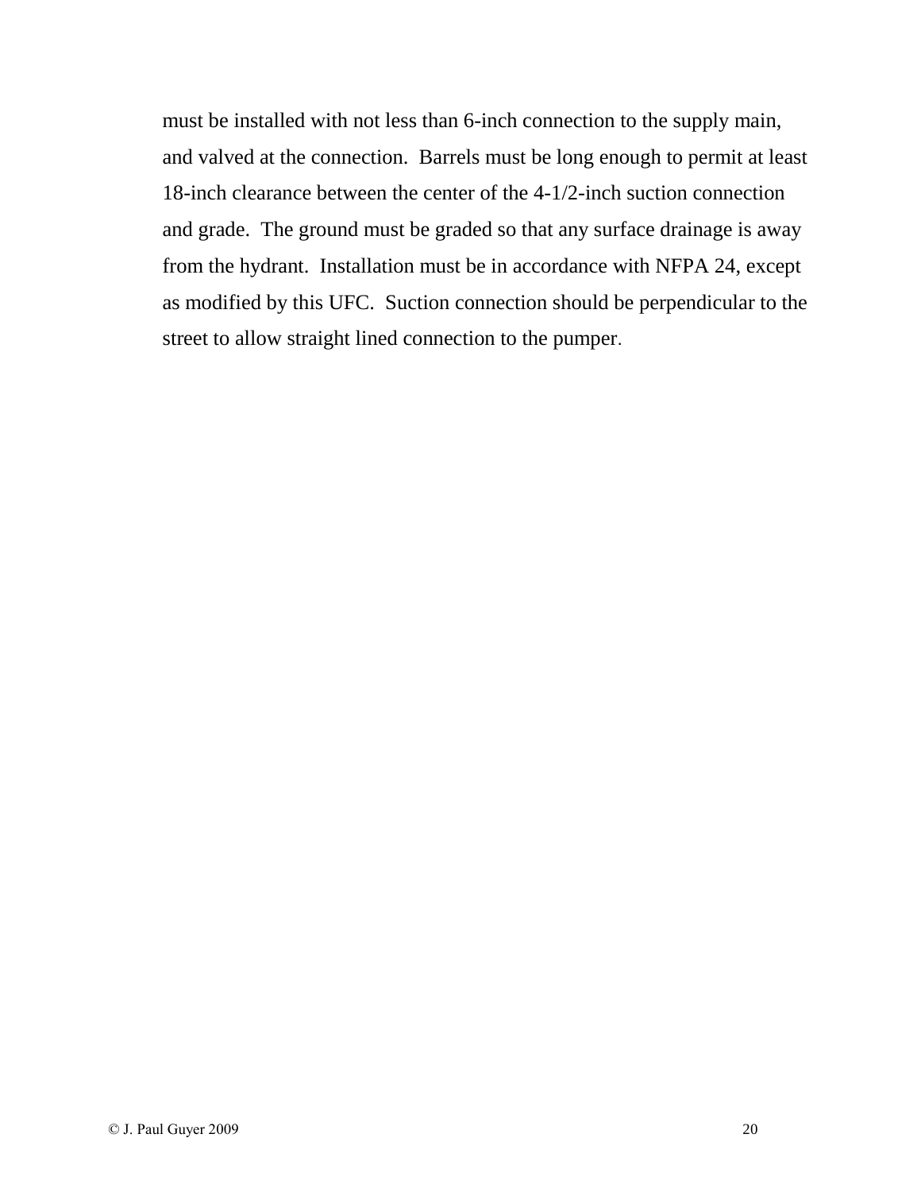must be installed with not less than 6-inch connection to the supply main, and valved at the connection. Barrels must be long enough to permit at least 18-inch clearance between the center of the 4-1/2-inch suction connection and grade. The ground must be graded so that any surface drainage is away from the hydrant. Installation must be in accordance with NFPA 24, except as modified by this UFC. Suction connection should be perpendicular to the street to allow straight lined connection to the pumper.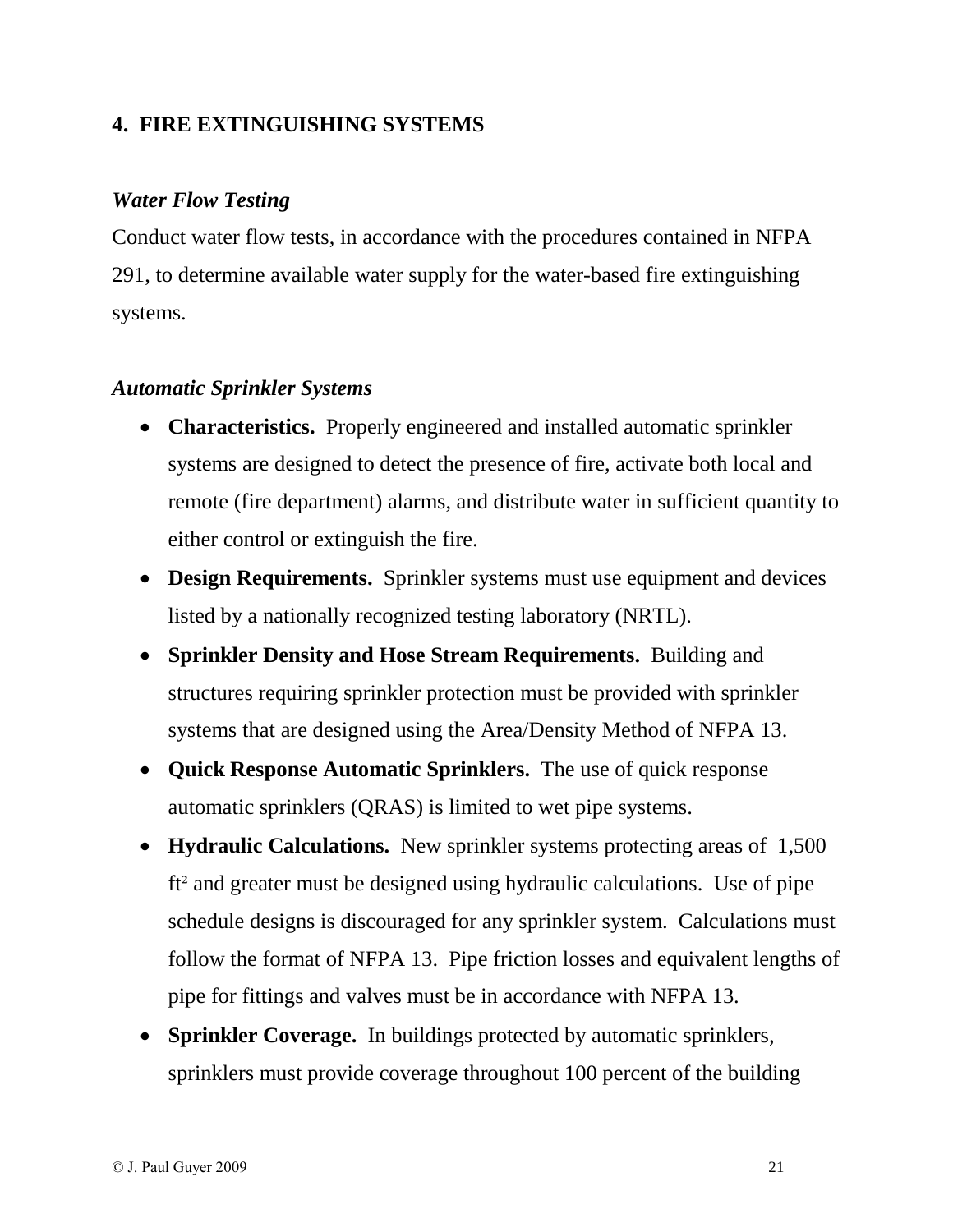## 4. FIRE EXTINGUISHING SYSTEMS

### *Water Flow Testing*

Conduct water flow tests, in accordance with the procedures contained in NFPA 291, to determine available water supply for the water-based fire extinguishing systems.

### *Automatic Sprinkler Systems*

- **Characteristics.** Properly engineered and installed automatic sprinkler systems are designed to detect the presence of fire, activate both local and remote (fire department) alarms, and distribute water in sufficient quantity to either control or extinguish the fire.
- **Design Requirements.** Sprinkler systems must use equipment and devices listed by a nationally recognized testing laboratory (NRTL).
- **Sprinkler Density and Hose Stream Requirements.** Building and structures requiring sprinkler protection must be provided with sprinkler systems that are designed using the Area/Density Method of NFPA 13.
- **Quick Response Automatic Sprinklers.** The use of quick response automatic sprinklers (QRAS) is limited to wet pipe systems.
- **Hydraulic Calculations.** New sprinkler systems protecting areas of 1,500 $ft^2$ and greater must be designed using hydraulic calculations. Use of pipe schedule designs is discouraged for any sprinkler system. Calculations must follow the format of NFPA 13. Pipe friction losses and equivalent lengths of pipe for fittings and valves must be in accordance with NFPA 13.
- **Sprinkler Coverage.** In buildings protected by automatic sprinklers, sprinklers must provide coverage throughout 100 percent of the building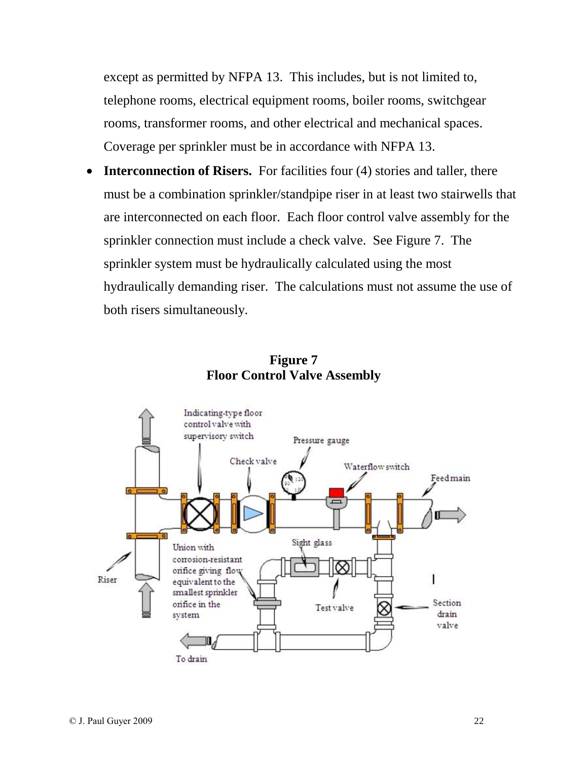except as permitted by NFPA 13. This includes, but is not limited to, telephone rooms, electrical equipment rooms, boiler rooms, switchgear rooms, transformer rooms, and other electrical and mechanical spaces. Coverage per sprinkler must be in accordance with NFPA 13.

- **Interconnection of Risers.** For facilities four (4) stories and taller, there must be a combination sprinkler/standpipe riser in at least two stairwells that are interconnected on each floor. Each floor control valve assembly for the sprinkler connection must include a check valve. See Figure 7. The sprinkler system must be hydraulically calculated using the most hydraulically demanding riser. The calculations must not assume the use of both risers simultaneously.

**Figure 7**
**Floor Control Valve Assembly**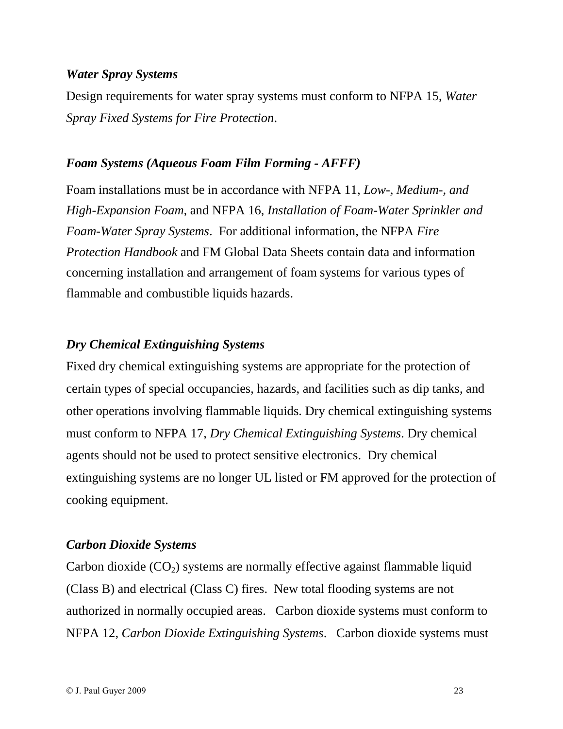### *Water Spray Systems*

Design requirements for water spray systems must conform to NFPA 15, *Water Spray Fixed Systems for Fire Protection*.

### *Foam Systems (Aqueous Foam Film Forming - AFFF)*

Foam installations must be in accordance with NFPA 11, *Low-, Medium-, and High-Expansion Foam,* and NFPA 16, *Installation of Foam-Water Sprinkler and Foam-Water Spray Systems*. For additional information, the NFPA *Fire Protection Handbook* and FM Global Data Sheets contain data and information concerning installation and arrangement of foam systems for various types of flammable and combustible liquids hazards.

### *Dry Chemical Extinguishing Systems*

Fixed dry chemical extinguishing systems are appropriate for the protection of certain types of special occupancies, hazards, and facilities such as dip tanks, and other operations involving flammable liquids. Dry chemical extinguishing systems must conform to NFPA 17, *Dry Chemical Extinguishing Systems*. Dry chemical agents should not be used to protect sensitive electronics. Dry chemical extinguishing systems are no longer UL listed or FM approved for the protection of cooking equipment.

### *Carbon Dioxide Systems*

Carbon dioxide ($CO_2$) systems are normally effective against flammable liquid (Class B) and electrical (Class C) fires. New total flooding systems are not authorized in normally occupied areas. Carbon dioxide systems must conform to NFPA 12, *Carbon Dioxide Extinguishing Systems*. Carbon dioxide systems must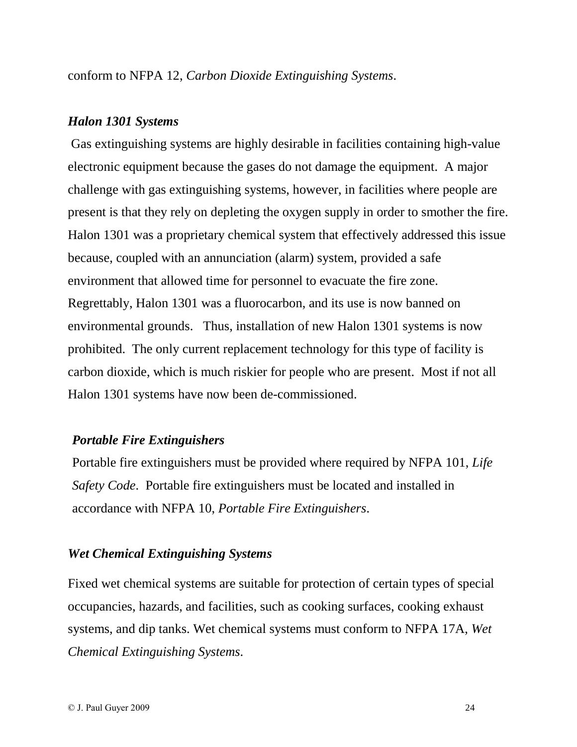conform to NFPA 12, *Carbon Dioxide Extinguishing Systems*.

***Halon 1301 Systems***

Gas extinguishing systems are highly desirable in facilities containing high-value electronic equipment because the gases do not damage the equipment. A major challenge with gas extinguishing systems, however, in facilities where people are present is that they rely on depleting the oxygen supply in order to smother the fire. Halon 1301 was a proprietary chemical system that effectively addressed this issue because, coupled with an annunciation (alarm) system, provided a safe environment that allowed time for personnel to evacuate the fire zone. Regrettably, Halon 1301 was a fluorocarbon, and its use is now banned on environmental grounds. Thus, installation of new Halon 1301 systems is now prohibited. The only current replacement technology for this type of facility is carbon dioxide, which is much riskier for people who are present. Most if not all Halon 1301 systems have now been de-commissioned.

***Portable Fire Extinguishers***

Portable fire extinguishers must be provided where required by NFPA 101, *Life Safety Code*. Portable fire extinguishers must be located and installed in accordance with NFPA 10, *Portable Fire Extinguishers*.

***Wet Chemical Extinguishing Systems***

Fixed wet chemical systems are suitable for protection of certain types of special occupancies, hazards, and facilities, such as cooking surfaces, cooking exhaust systems, and dip tanks. Wet chemical systems must conform to NFPA 17A, *Wet Chemical Extinguishing Systems*.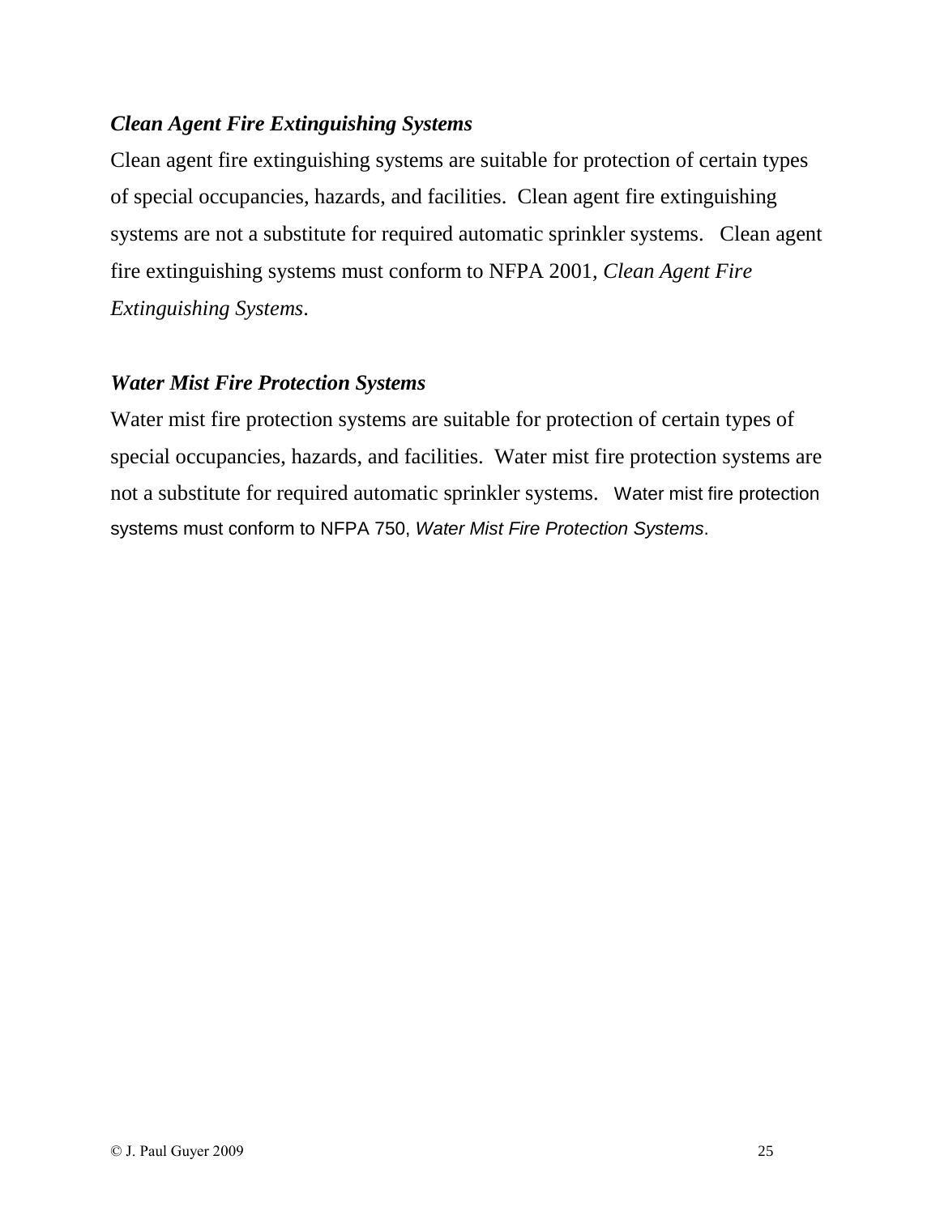### *Clean Agent Fire Extinguishing Systems*

Clean agent fire extinguishing systems are suitable for protection of certain types of special occupancies, hazards, and facilities. Clean agent fire extinguishing systems are not a substitute for required automatic sprinkler systems. Clean agent fire extinguishing systems must conform to NFPA 2001, *Clean Agent Fire Extinguishing Systems*.

### *Water Mist Fire Protection Systems*

Water mist fire protection systems are suitable for protection of certain types of special occupancies, hazards, and facilities. Water mist fire protection systems are not a substitute for required automatic sprinkler systems. Water mist fire protection systems must conform to NFPA 750, *Water Mist Fire Protection Systems*.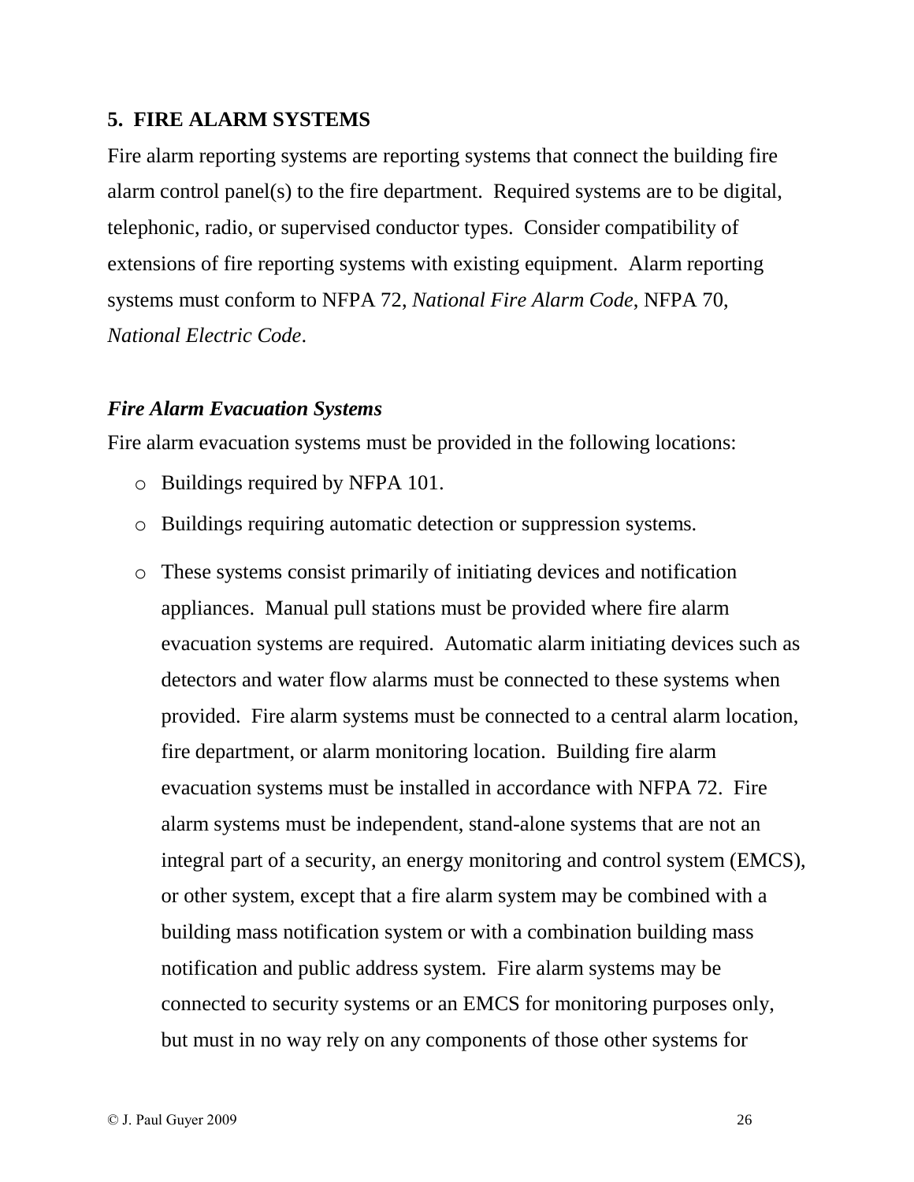## 5. FIRE ALARM SYSTEMS

Fire alarm reporting systems are reporting systems that connect the building fire alarm control panel(s) to the fire department. Required systems are to be digital, telephonic, radio, or supervised conductor types. Consider compatibility of extensions of fire reporting systems with existing equipment. Alarm reporting systems must conform to NFPA 72, *National Fire Alarm Code*, NFPA 70, *National Electric Code*.

### *Fire Alarm Evacuation Systems*

Fire alarm evacuation systems must be provided in the following locations:

- Buildings required by NFPA 101.
- Buildings requiring automatic detection or suppression systems.
- These systems consist primarily of initiating devices and notification appliances. Manual pull stations must be provided where fire alarm evacuation systems are required. Automatic alarm initiating devices such as detectors and water flow alarms must be connected to these systems when provided. Fire alarm systems must be connected to a central alarm location, fire department, or alarm monitoring location. Building fire alarm evacuation systems must be installed in accordance with NFPA 72. Fire alarm systems must be independent, stand-alone systems that are not an integral part of a security, an energy monitoring and control system (EMCS), or other system, except that a fire alarm system may be combined with a building mass notification system or with a combination building mass notification and public address system. Fire alarm systems may be connected to security systems or an EMCS for monitoring purposes only, but must in no way rely on any components of those other systems for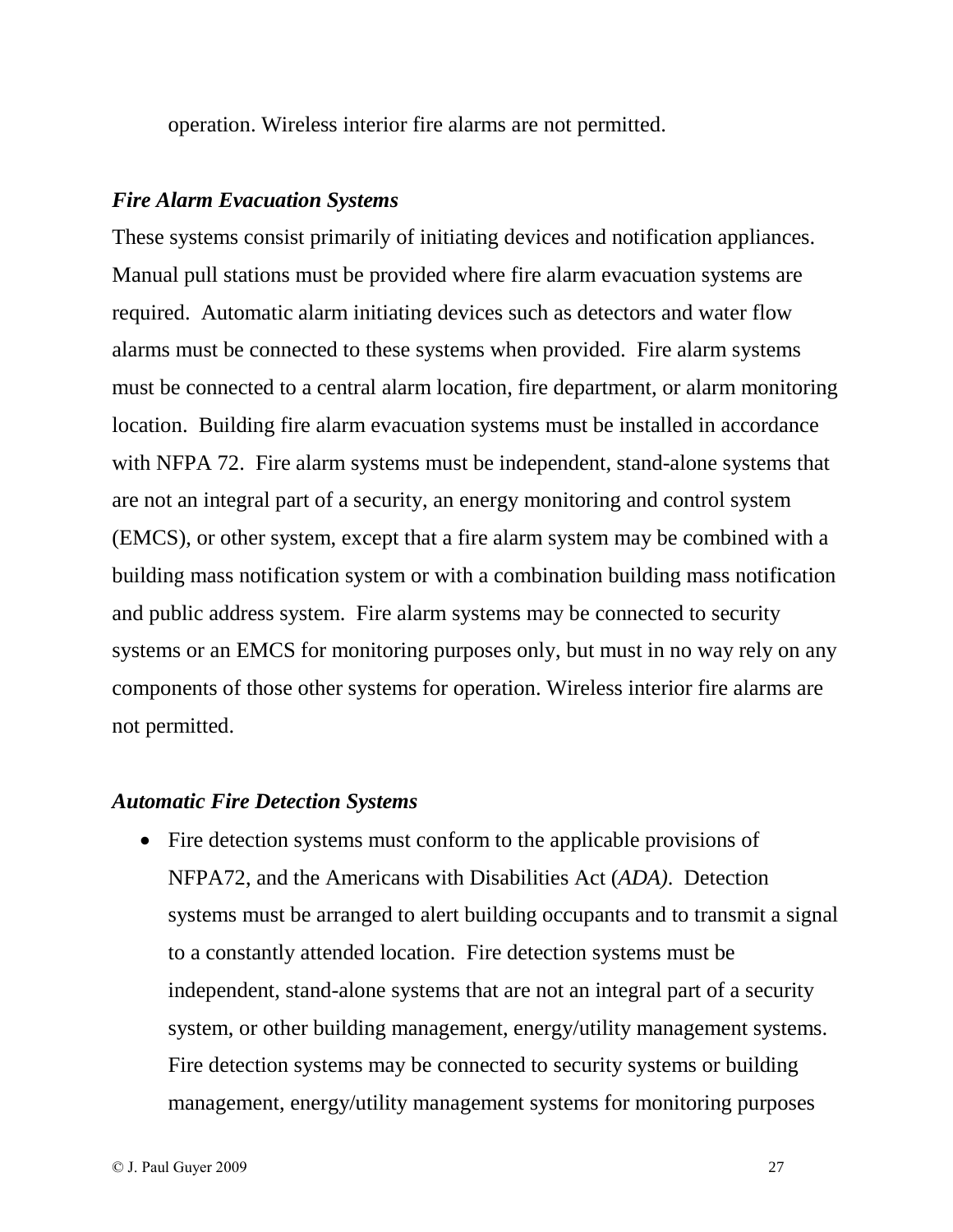operation. Wireless interior fire alarms are not permitted.

***Fire Alarm Evacuation Systems***

These systems consist primarily of initiating devices and notification appliances. Manual pull stations must be provided where fire alarm evacuation systems are required. Automatic alarm initiating devices such as detectors and water flow alarms must be connected to these systems when provided. Fire alarm systems must be connected to a central alarm location, fire department, or alarm monitoring location. Building fire alarm evacuation systems must be installed in accordance with NFPA 72. Fire alarm systems must be independent, stand-alone systems that are not an integral part of a security, an energy monitoring and control system (EMCS), or other system, except that a fire alarm system may be combined with a building mass notification system or with a combination building mass notification and public address system. Fire alarm systems may be connected to security systems or an EMCS for monitoring purposes only, but must in no way rely on any components of those other systems for operation. Wireless interior fire alarms are not permitted.

***Automatic Fire Detection Systems***

- Fire detection systems must conform to the applicable provisions of NFPA72, and the Americans with Disabilities Act (*ADA)*. Detection systems must be arranged to alert building occupants and to transmit a signal to a constantly attended location. Fire detection systems must be independent, stand-alone systems that are not an integral part of a security system, or other building management, energy/utility management systems. Fire detection systems may be connected to security systems or building management, energy/utility management systems for monitoring purposes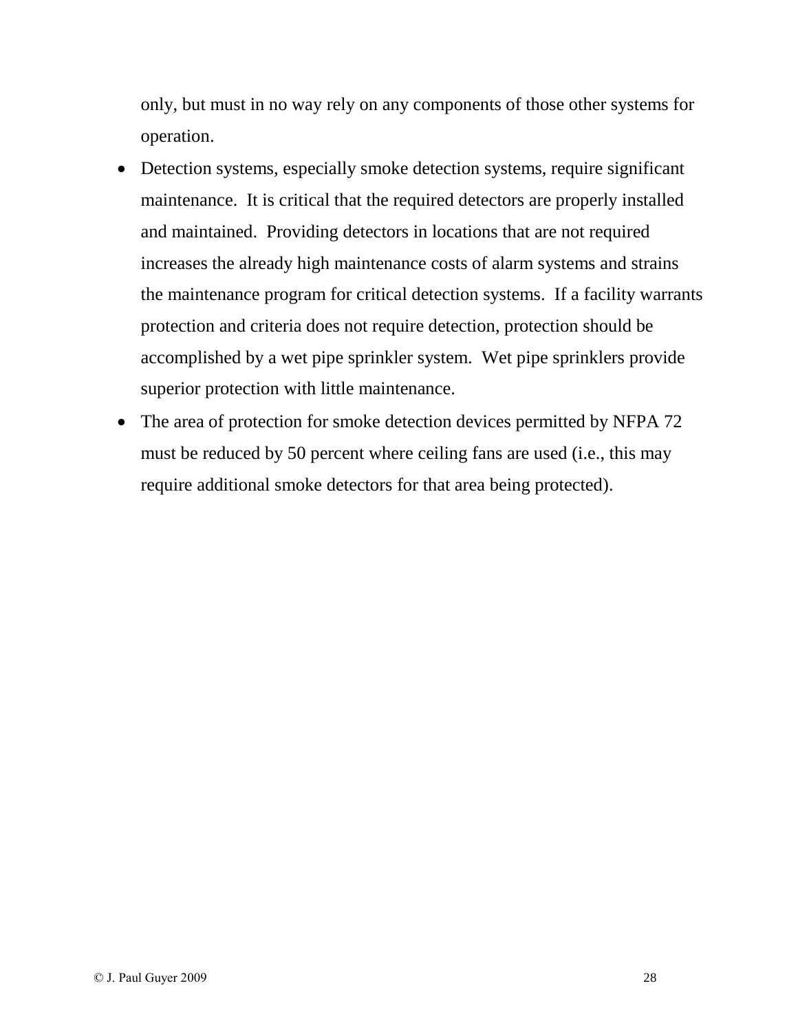only, but must in no way rely on any components of those other systems for operation.

- Detection systems, especially smoke detection systems, require significant maintenance. It is critical that the required detectors are properly installed and maintained. Providing detectors in locations that are not required increases the already high maintenance costs of alarm systems and strains the maintenance program for critical detection systems. If a facility warrants protection and criteria does not require detection, protection should be accomplished by a wet pipe sprinkler system. Wet pipe sprinklers provide superior protection with little maintenance.
- The area of protection for smoke detection devices permitted by NFPA 72 must be reduced by 50 percent where ceiling fans are used (i.e., this may require additional smoke detectors for that area being protected).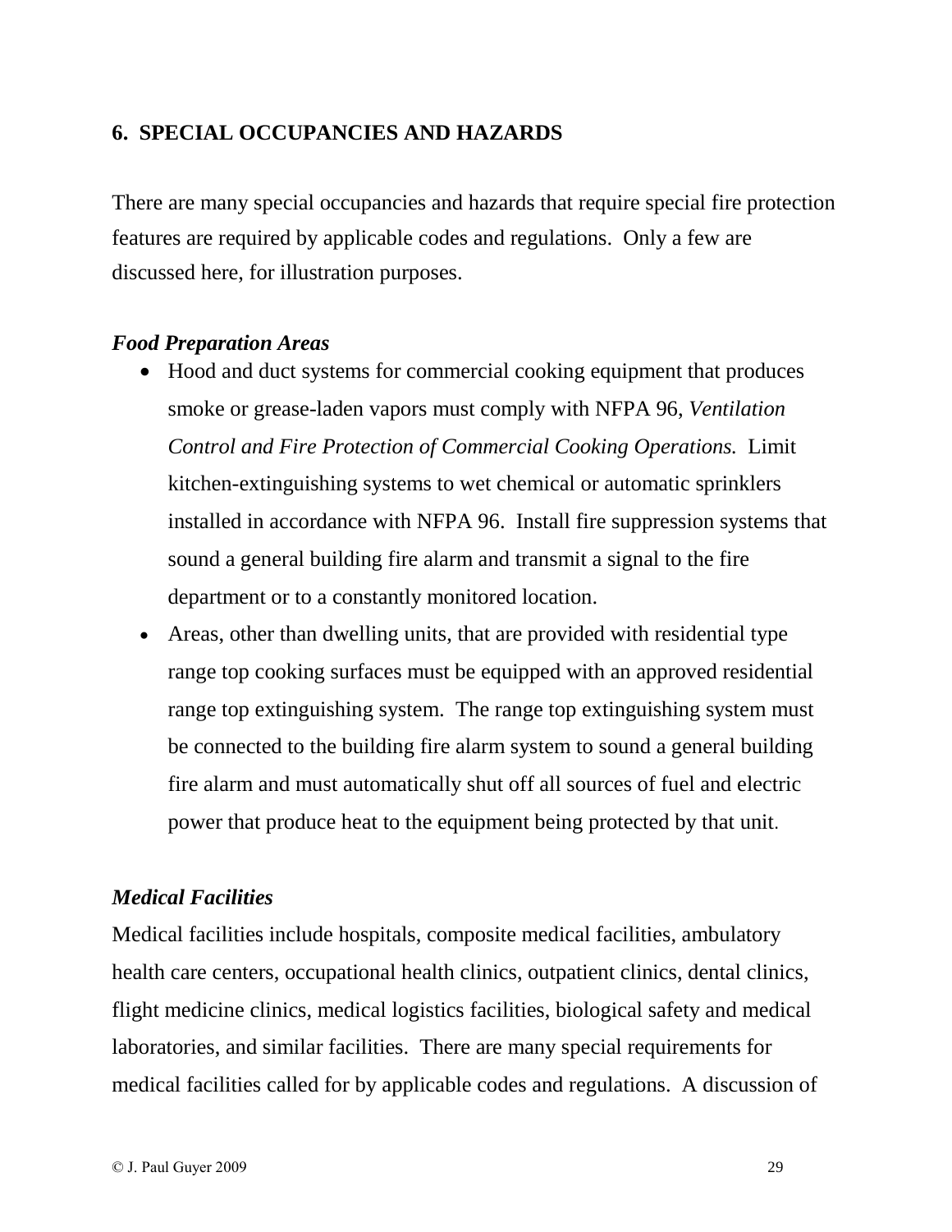## 6. SPECIAL OCCUPANCIES AND HAZARDS

There are many special occupancies and hazards that require special fire protection features are required by applicable codes and regulations. Only a few are discussed here, for illustration purposes.

### *Food Preparation Areas*

- Hood and duct systems for commercial cooking equipment that produces smoke or grease-laden vapors must comply with NFPA 96, *Ventilation Control and Fire Protection of Commercial Cooking Operations.* Limit kitchen-extinguishing systems to wet chemical or automatic sprinklers installed in accordance with NFPA 96. Install fire suppression systems that sound a general building fire alarm and transmit a signal to the fire department or to a constantly monitored location.
- Areas, other than dwelling units, that are provided with residential type range top cooking surfaces must be equipped with an approved residential range top extinguishing system. The range top extinguishing system must be connected to the building fire alarm system to sound a general building fire alarm and must automatically shut off all sources of fuel and electric power that produce heat to the equipment being protected by that unit.

### *Medical Facilities*

Medical facilities include hospitals, composite medical facilities, ambulatory health care centers, occupational health clinics, outpatient clinics, dental clinics, flight medicine clinics, medical logistics facilities, biological safety and medical laboratories, and similar facilities. There are many special requirements for medical facilities called for by applicable codes and regulations. A discussion of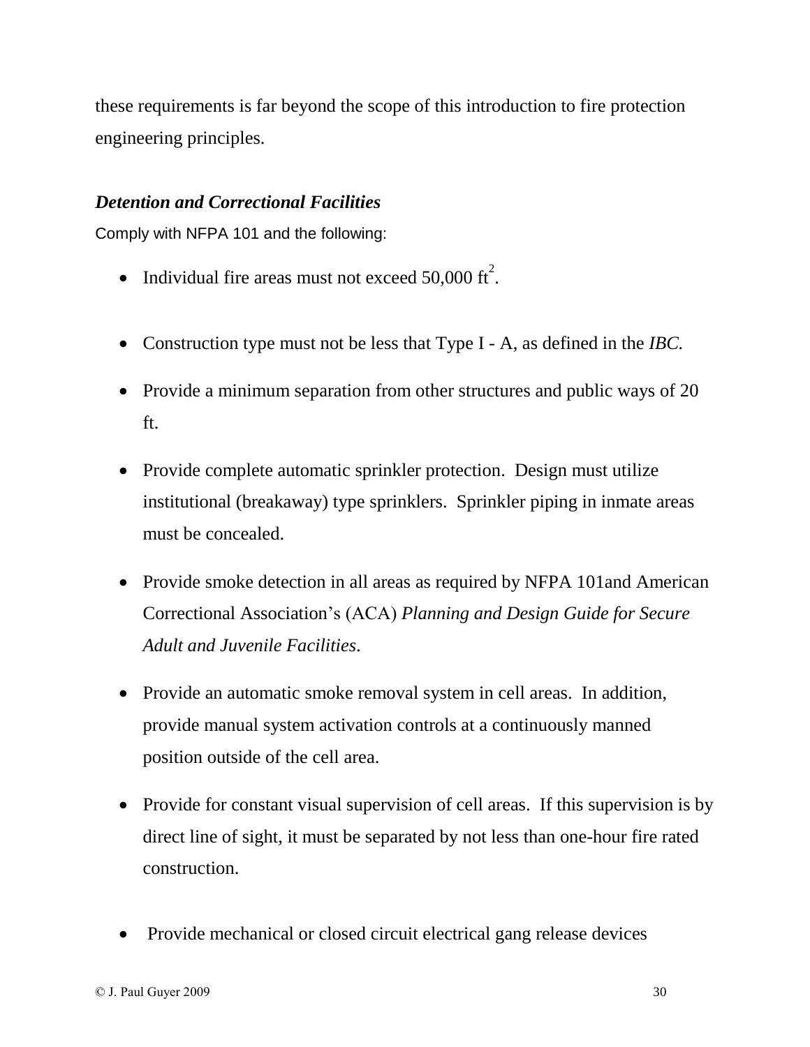these requirements is far beyond the scope of this introduction to fire protection engineering principles.

### *Detention and Correctional Facilities*

Comply with NFPA 101 and the following:

- Individual fire areas must not exceed 50,000 $ft^2$.
- Construction type must not be less that Type I - A, as defined in the *IBC.*
- Provide a minimum separation from other structures and public ways of 20 ft.
- Provide complete automatic sprinkler protection. Design must utilize institutional (breakaway) type sprinklers. Sprinkler piping in inmate areas must be concealed.
- Provide smoke detection in all areas as required by NFPA 101and American Correctional Association's (ACA) *Planning and Design Guide for Secure Adult and Juvenile Facilities*.
- Provide an automatic smoke removal system in cell areas. In addition, provide manual system activation controls at a continuously manned position outside of the cell area.
- Provide for constant visual supervision of cell areas. If this supervision is by direct line of sight, it must be separated by not less than one-hour fire rated construction.
- Provide mechanical or closed circuit electrical gang release devices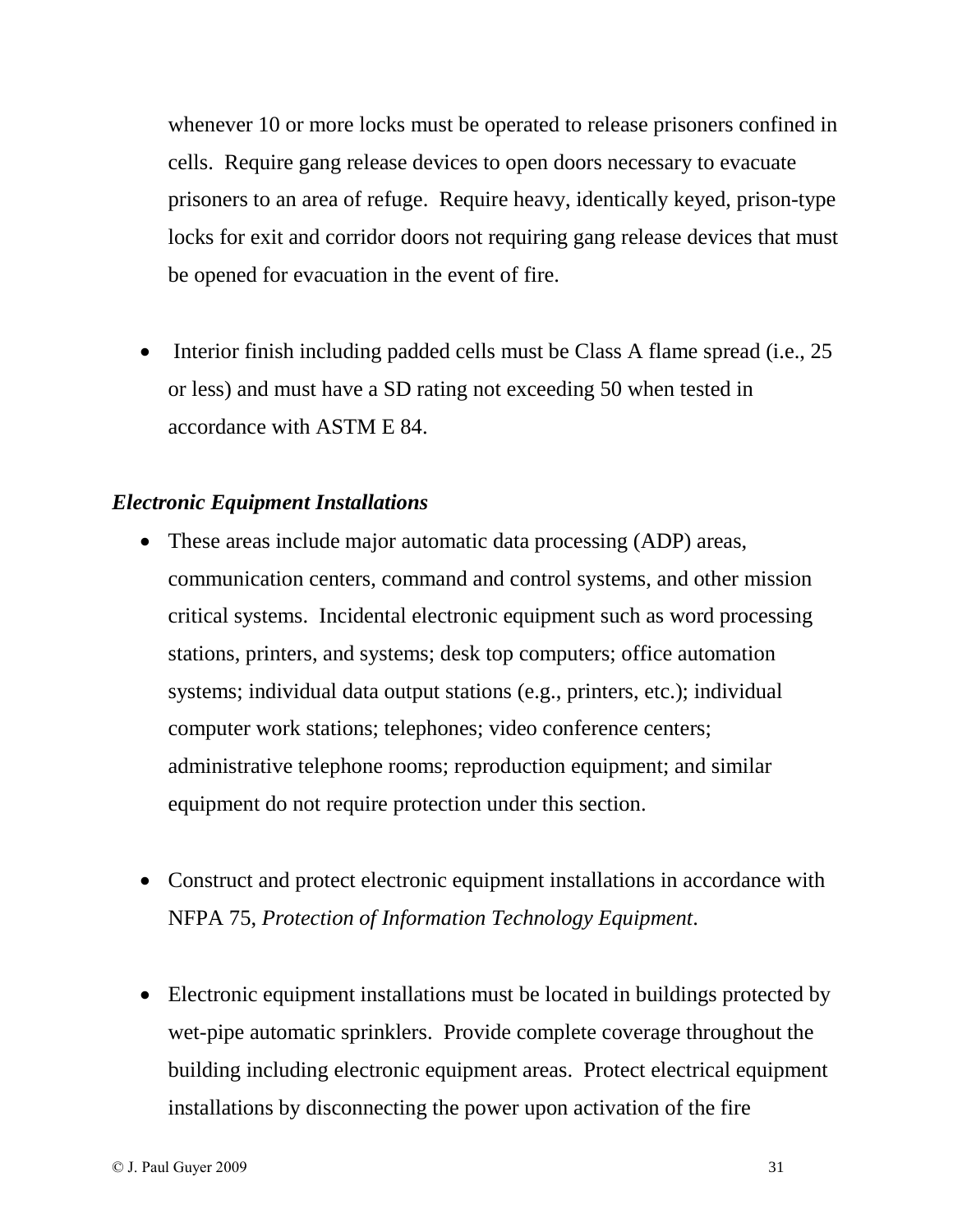whenever 10 or more locks must be operated to release prisoners confined in cells. Require gang release devices to open doors necessary to evacuate prisoners to an area of refuge. Require heavy, identically keyed, prison-type locks for exit and corridor doors not requiring gang release devices that must be opened for evacuation in the event of fire.

- Interior finish including padded cells must be Class A flame spread (i.e., 25 or less) and must have a SD rating not exceeding 50 when tested in accordance with ASTM E 84.

***Electronic Equipment Installations***

- These areas include major automatic data processing (ADP) areas, communication centers, command and control systems, and other mission critical systems. Incidental electronic equipment such as word processing stations, printers, and systems; desk top computers; office automation systems; individual data output stations (e.g., printers, etc.); individual computer work stations; telephones; video conference centers; administrative telephone rooms; reproduction equipment; and similar equipment do not require protection under this section.

- Construct and protect electronic equipment installations in accordance with NFPA 75, *Protection of Information Technology Equipment*.

- Electronic equipment installations must be located in buildings protected by wet-pipe automatic sprinklers. Provide complete coverage throughout the building including electronic equipment areas. Protect electrical equipment installations by disconnecting the power upon activation of the fire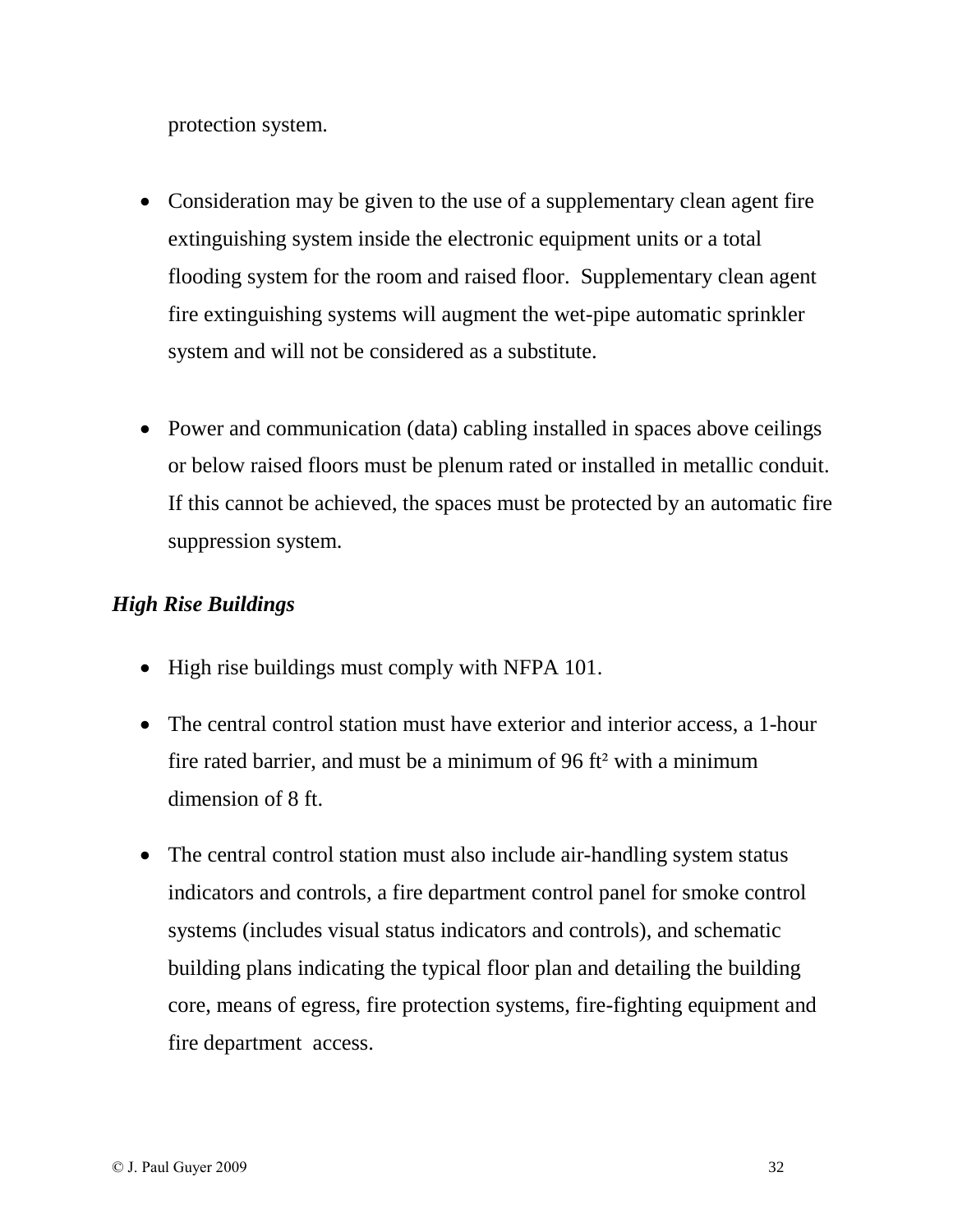protection system.

- Consideration may be given to the use of a supplementary clean agent fire extinguishing system inside the electronic equipment units or a total flooding system for the room and raised floor. Supplementary clean agent fire extinguishing systems will augment the wet-pipe automatic sprinkler system and will not be considered as a substitute.

- Power and communication (data) cabling installed in spaces above ceilings or below raised floors must be plenum rated or installed in metallic conduit. If this cannot be achieved, the spaces must be protected by an automatic fire suppression system.

***High Rise Buildings***

- High rise buildings must comply with NFPA 101.

- The central control station must have exterior and interior access, a 1-hour fire rated barrier, and must be a minimum of 96 $ft^2$ with a minimum dimension of 8 ft.

- The central control station must also include air-handling system status indicators and controls, a fire department control panel for smoke control systems (includes visual status indicators and controls), and schematic building plans indicating the typical floor plan and detailing the building core, means of egress, fire protection systems, fire-fighting equipment and fire department access.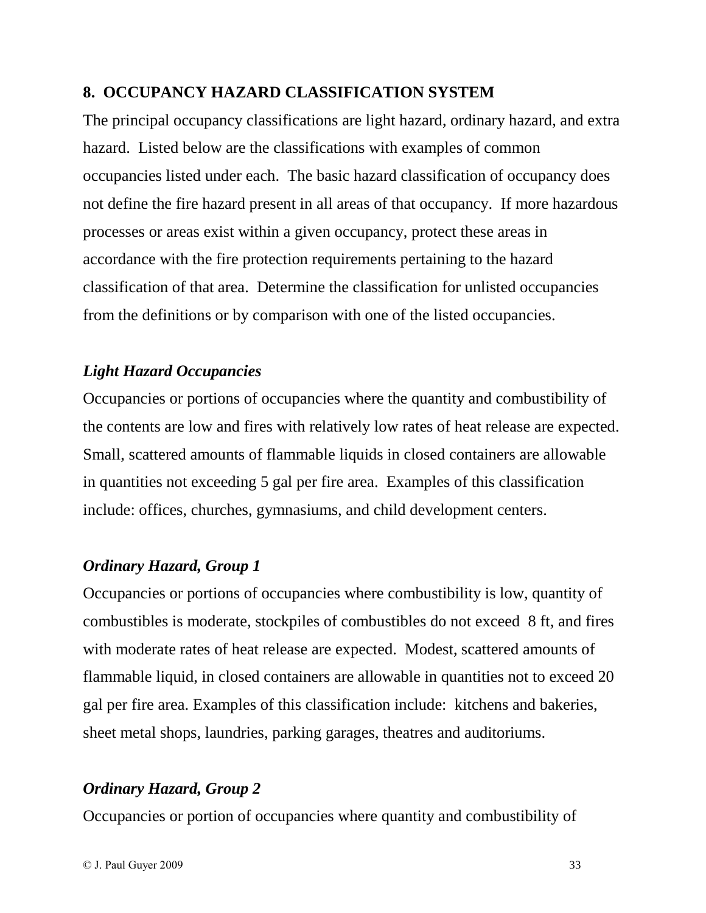## 8. OCCUPANCY HAZARD CLASSIFICATION SYSTEM

The principal occupancy classifications are light hazard, ordinary hazard, and extra hazard. Listed below are the classifications with examples of common occupancies listed under each. The basic hazard classification of occupancy does not define the fire hazard present in all areas of that occupancy. If more hazardous processes or areas exist within a given occupancy, protect these areas in accordance with the fire protection requirements pertaining to the hazard classification of that area. Determine the classification for unlisted occupancies from the definitions or by comparison with one of the listed occupancies.

### *Light Hazard Occupancies*

Occupancies or portions of occupancies where the quantity and combustibility of the contents are low and fires with relatively low rates of heat release are expected. Small, scattered amounts of flammable liquids in closed containers are allowable in quantities not exceeding 5 gal per fire area. Examples of this classification include: offices, churches, gymnasiums, and child development centers.

### *Ordinary Hazard, Group 1*

Occupancies or portions of occupancies where combustibility is low, quantity of combustibles is moderate, stockpiles of combustibles do not exceed 8 ft, and fires with moderate rates of heat release are expected. Modest, scattered amounts of flammable liquid, in closed containers are allowable in quantities not to exceed 20 gal per fire area. Examples of this classification include: kitchens and bakeries, sheet metal shops, laundries, parking garages, theatres and auditoriums.

### *Ordinary Hazard, Group 2*

Occupancies or portion of occupancies where quantity and combustibility of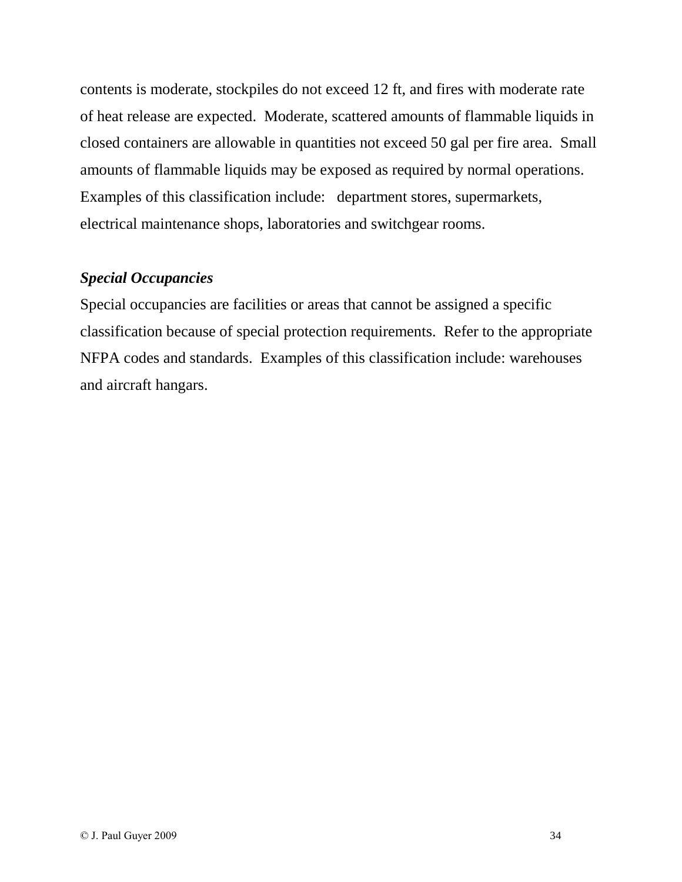contents is moderate, stockpiles do not exceed 12 ft, and fires with moderate rate of heat release are expected. Moderate, scattered amounts of flammable liquids in closed containers are allowable in quantities not exceed 50 gal per fire area. Small amounts of flammable liquids may be exposed as required by normal operations. Examples of this classification include: department stores, supermarkets, electrical maintenance shops, laboratories and switchgear rooms.

***Special Occupancies***

Special occupancies are facilities or areas that cannot be assigned a specific classification because of special protection requirements. Refer to the appropriate NFPA codes and standards. Examples of this classification include: warehouses and aircraft hangars.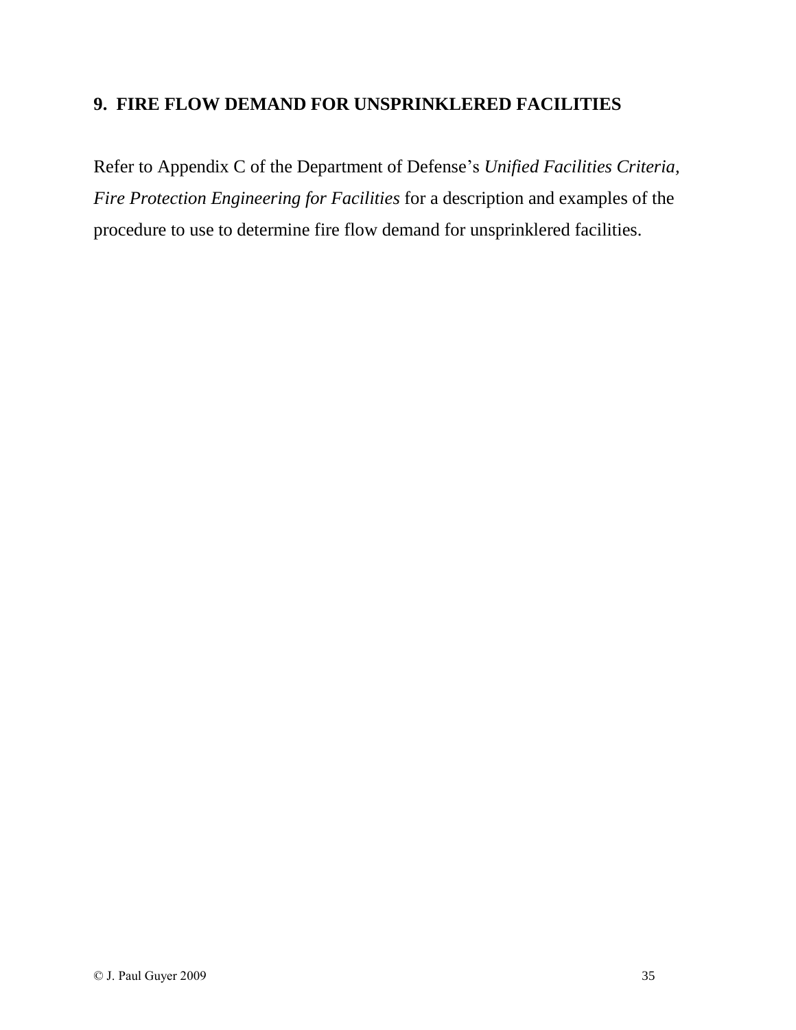## 9. FIRE FLOW DEMAND FOR UNSPRINKLERED FACILITIES

Refer to Appendix C of the Department of Defense's *Unified Facilities Criteria, Fire Protection Engineering for Facilities* for a description and examples of the procedure to use to determine fire flow demand for unsprinklered facilities.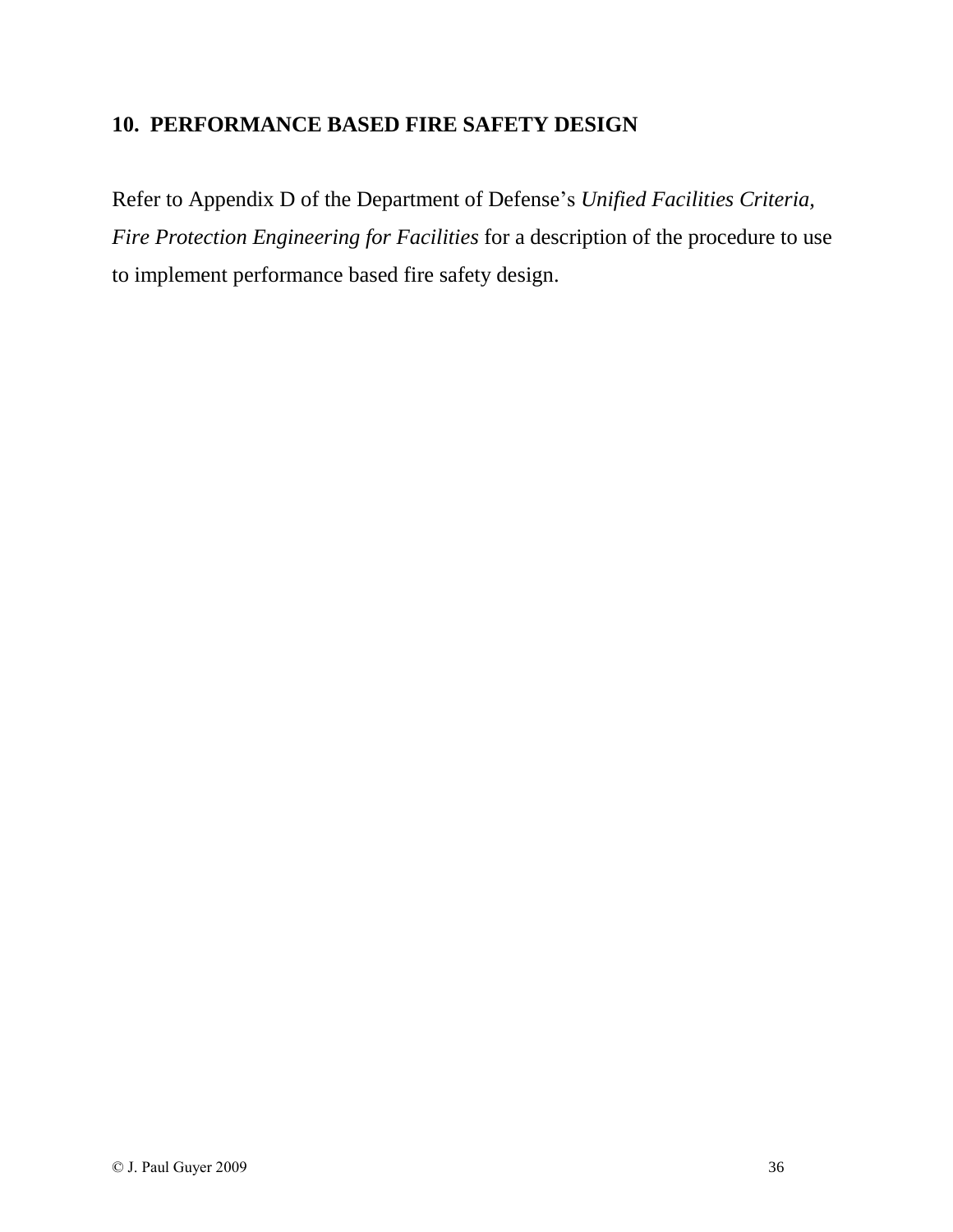## 10. PERFORMANCE BASED FIRE SAFETY DESIGN

Refer to Appendix D of the Department of Defense's *Unified Facilities Criteria, Fire Protection Engineering for Facilities* for a description of the procedure to use to implement performance based fire safety design.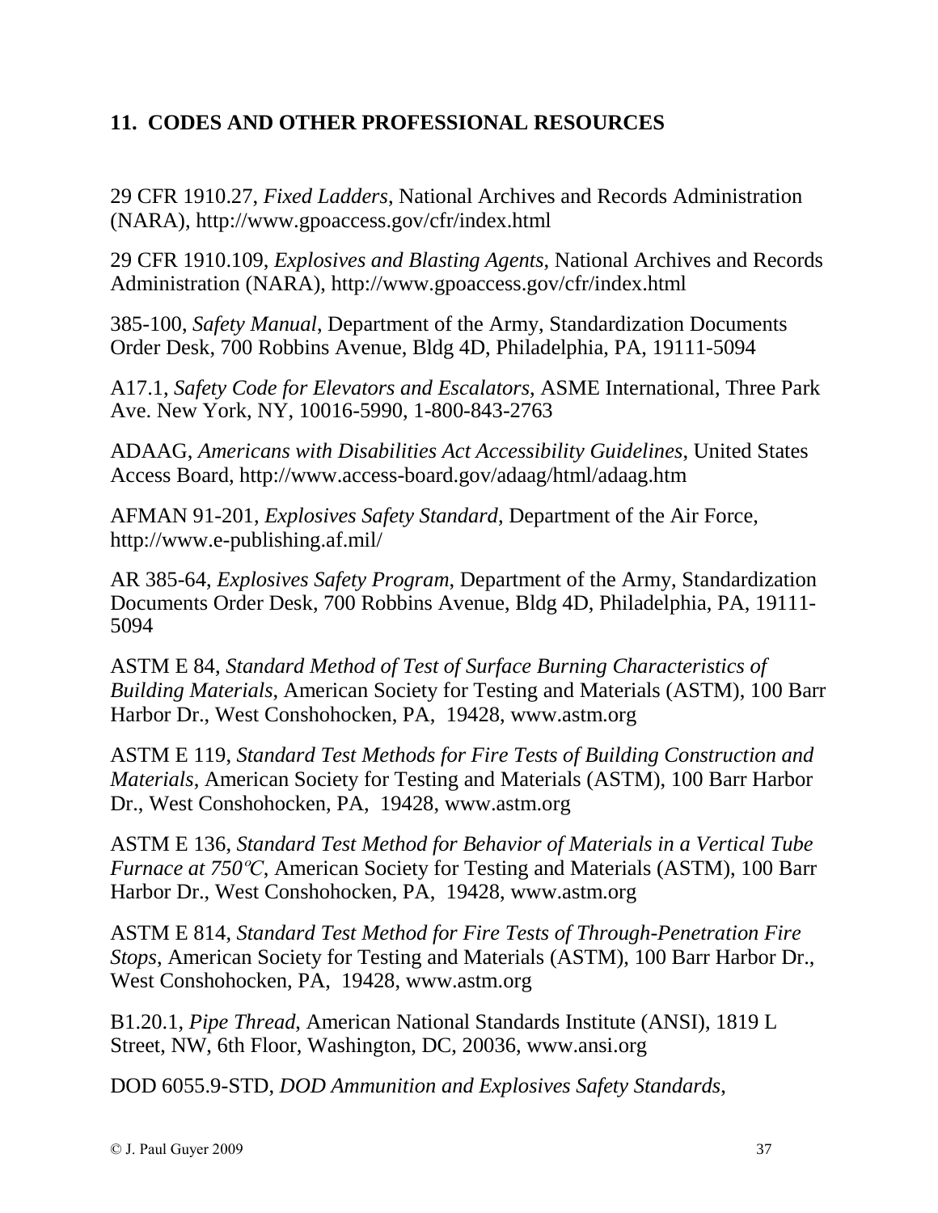## 11. CODES AND OTHER PROFESSIONAL RESOURCES

29 CFR 1910.27, *Fixed Ladders*, National Archives and Records Administration (NARA), http://www.gpoaccess.gov/cfr/index.html

29 CFR 1910.109, *Explosives and Blasting Agents*, National Archives and Records Administration (NARA), http://www.gpoaccess.gov/cfr/index.html

385-100, *Safety Manual*, Department of the Army, Standardization Documents Order Desk, 700 Robbins Avenue, Bldg 4D, Philadelphia, PA, 19111-5094

A17.1, *Safety Code for Elevators and Escalators*, ASME International, Three Park Ave. New York, NY, 10016-5990, 1-800-843-2763

ADAAG, *Americans with Disabilities Act Accessibility Guidelines*, United States Access Board, http://www.access-board.gov/adaag/html/adaag.htm

AFMAN 91-201, *Explosives Safety Standard*, Department of the Air Force, http://www.e-publishing.af.mil/

AR 385-64, *Explosives Safety Program*, Department of the Army, Standardization Documents Order Desk, 700 Robbins Avenue, Bldg 4D, Philadelphia, PA, 19111-5094

ASTM E 84, *Standard Method of Test of Surface Burning Characteristics of Building Materials*, American Society for Testing and Materials (ASTM), 100 Barr Harbor Dr., West Conshohocken, PA, 19428, www.astm.org

ASTM E 119, *Standard Test Methods for Fire Tests of Building Construction and Materials*, American Society for Testing and Materials (ASTM), 100 Barr Harbor Dr., West Conshohocken, PA, 19428, www.astm.org

ASTM E 136, *Standard Test Method for Behavior of Materials in a Vertical Tube Furnace at 750ºC*, American Society for Testing and Materials (ASTM), 100 Barr Harbor Dr., West Conshohocken, PA, 19428, www.astm.org

ASTM E 814, *Standard Test Method for Fire Tests of Through-Penetration Fire Stops*, American Society for Testing and Materials (ASTM), 100 Barr Harbor Dr., West Conshohocken, PA, 19428, www.astm.org

B1.20.1, *Pipe Thread*, American National Standards Institute (ANSI), 1819 L Street, NW, 6th Floor, Washington, DC, 20036, www.ansi.org

DOD 6055.9-STD, *DOD Ammunition and Explosives Safety Standards*,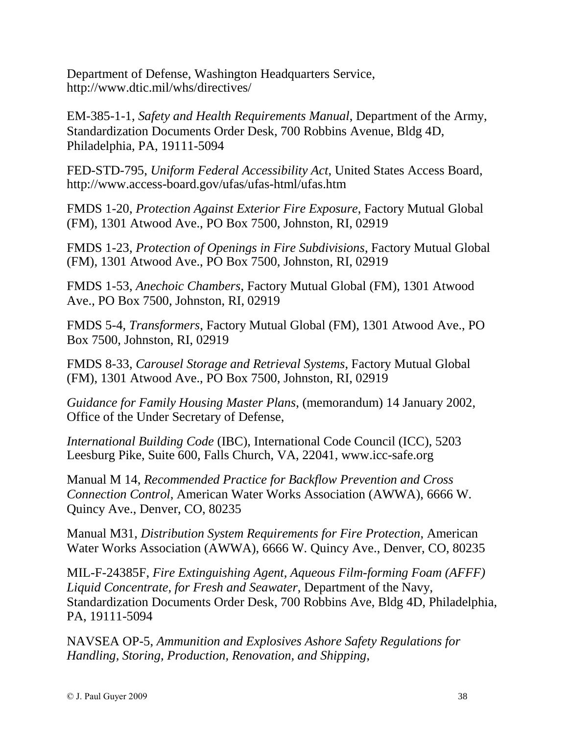Department of Defense, Washington Headquarters Service, http://www.dtic.mil/whs/directives/

EM-385-1-1, *Safety and Health Requirements Manual*, Department of the Army, Standardization Documents Order Desk, 700 Robbins Avenue, Bldg 4D, Philadelphia, PA, 19111-5094

FED-STD-795, *Uniform Federal Accessibility Act*, United States Access Board, http://www.access-board.gov/ufas/ufas-html/ufas.htm

FMDS 1-20, *Protection Against Exterior Fire Exposure*, Factory Mutual Global (FM), 1301 Atwood Ave., PO Box 7500, Johnston, RI, 02919

FMDS 1-23, *Protection of Openings in Fire Subdivisions*, Factory Mutual Global (FM), 1301 Atwood Ave., PO Box 7500, Johnston, RI, 02919

FMDS 1-53, *Anechoic Chambers*, Factory Mutual Global (FM), 1301 Atwood Ave., PO Box 7500, Johnston, RI, 02919

FMDS 5-4, *Transformers*, Factory Mutual Global (FM), 1301 Atwood Ave., PO Box 7500, Johnston, RI, 02919

FMDS 8-33, *Carousel Storage and Retrieval Systems*, Factory Mutual Global (FM), 1301 Atwood Ave., PO Box 7500, Johnston, RI, 02919

*Guidance for Family Housing Master Plans*, (memorandum) 14 January 2002, Office of the Under Secretary of Defense,

*International Building Code* (IBC), International Code Council (ICC), 5203 Leesburg Pike, Suite 600, Falls Church, VA, 22041, www.icc-safe.org

Manual M 14, *Recommended Practice for Backflow Prevention and Cross Connection Control*, American Water Works Association (AWWA), 6666 W. Quincy Ave., Denver, CO, 80235

Manual M31, *Distribution System Requirements for Fire Protection*, American Water Works Association (AWWA), 6666 W. Quincy Ave., Denver, CO, 80235

MIL-F-24385F, *Fire Extinguishing Agent, Aqueous Film-forming Foam (AFFF) Liquid Concentrate, for Fresh and Seawater*, Department of the Navy, Standardization Documents Order Desk, 700 Robbins Ave, Bldg 4D, Philadelphia, PA, 19111-5094

NAVSEA OP-5, *Ammunition and Explosives Ashore Safety Regulations for Handling, Storing, Production, Renovation, and Shipping*,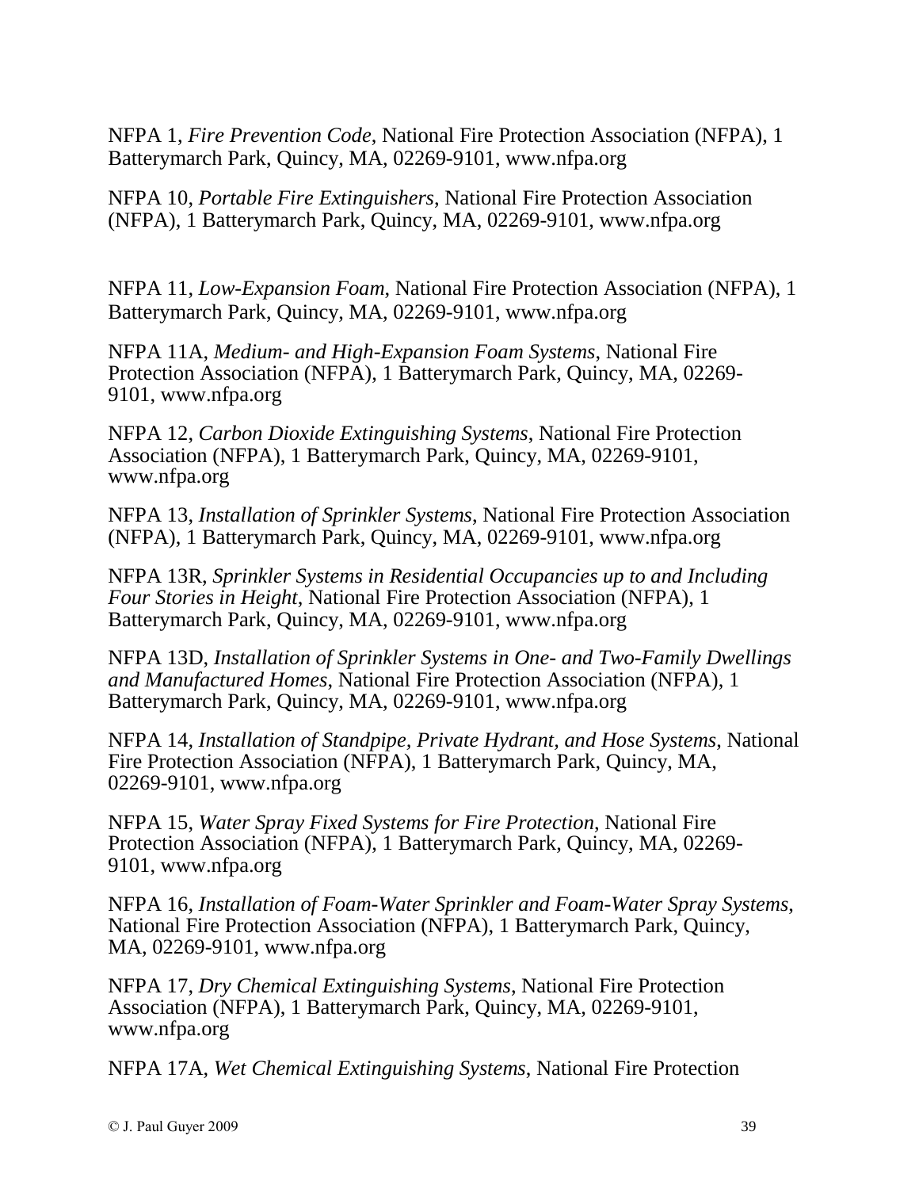NFPA 1, *Fire Prevention Code*, National Fire Protection Association (NFPA), 1 Batterymarch Park, Quincy, MA, 02269-9101, www.nfpa.org

NFPA 10, *Portable Fire Extinguishers*, National Fire Protection Association (NFPA), 1 Batterymarch Park, Quincy, MA, 02269-9101, www.nfpa.org

NFPA 11, *Low-Expansion Foam*, National Fire Protection Association (NFPA), 1 Batterymarch Park, Quincy, MA, 02269-9101, www.nfpa.org

NFPA 11A, *Medium- and High-Expansion Foam Systems*, National Fire Protection Association (NFPA), 1 Batterymarch Park, Quincy, MA, 02269-9101, www.nfpa.org

NFPA 12, *Carbon Dioxide Extinguishing Systems*, National Fire Protection Association (NFPA), 1 Batterymarch Park, Quincy, MA, 02269-9101, www.nfpa.org

NFPA 13, *Installation of Sprinkler Systems*, National Fire Protection Association (NFPA), 1 Batterymarch Park, Quincy, MA, 02269-9101, www.nfpa.org

NFPA 13R, *Sprinkler Systems in Residential Occupancies up to and Including Four Stories in Height*, National Fire Protection Association (NFPA), 1 Batterymarch Park, Quincy, MA, 02269-9101, www.nfpa.org

NFPA 13D, *Installation of Sprinkler Systems in One- and Two-Family Dwellings and Manufactured Homes*, National Fire Protection Association (NFPA), 1 Batterymarch Park, Quincy, MA, 02269-9101, www.nfpa.org

NFPA 14, *Installation of Standpipe, Private Hydrant, and Hose Systems*, National Fire Protection Association (NFPA), 1 Batterymarch Park, Quincy, MA, 02269-9101, www.nfpa.org

NFPA 15, *Water Spray Fixed Systems for Fire Protection*, National Fire Protection Association (NFPA), 1 Batterymarch Park, Quincy, MA, 02269-9101, www.nfpa.org

NFPA 16, *Installation of Foam-Water Sprinkler and Foam-Water Spray Systems*, National Fire Protection Association (NFPA), 1 Batterymarch Park, Quincy, MA, 02269-9101, www.nfpa.org

NFPA 17, *Dry Chemical Extinguishing Systems*, National Fire Protection Association (NFPA), 1 Batterymarch Park, Quincy, MA, 02269-9101, www.nfpa.org

NFPA 17A, *Wet Chemical Extinguishing Systems*, National Fire Protection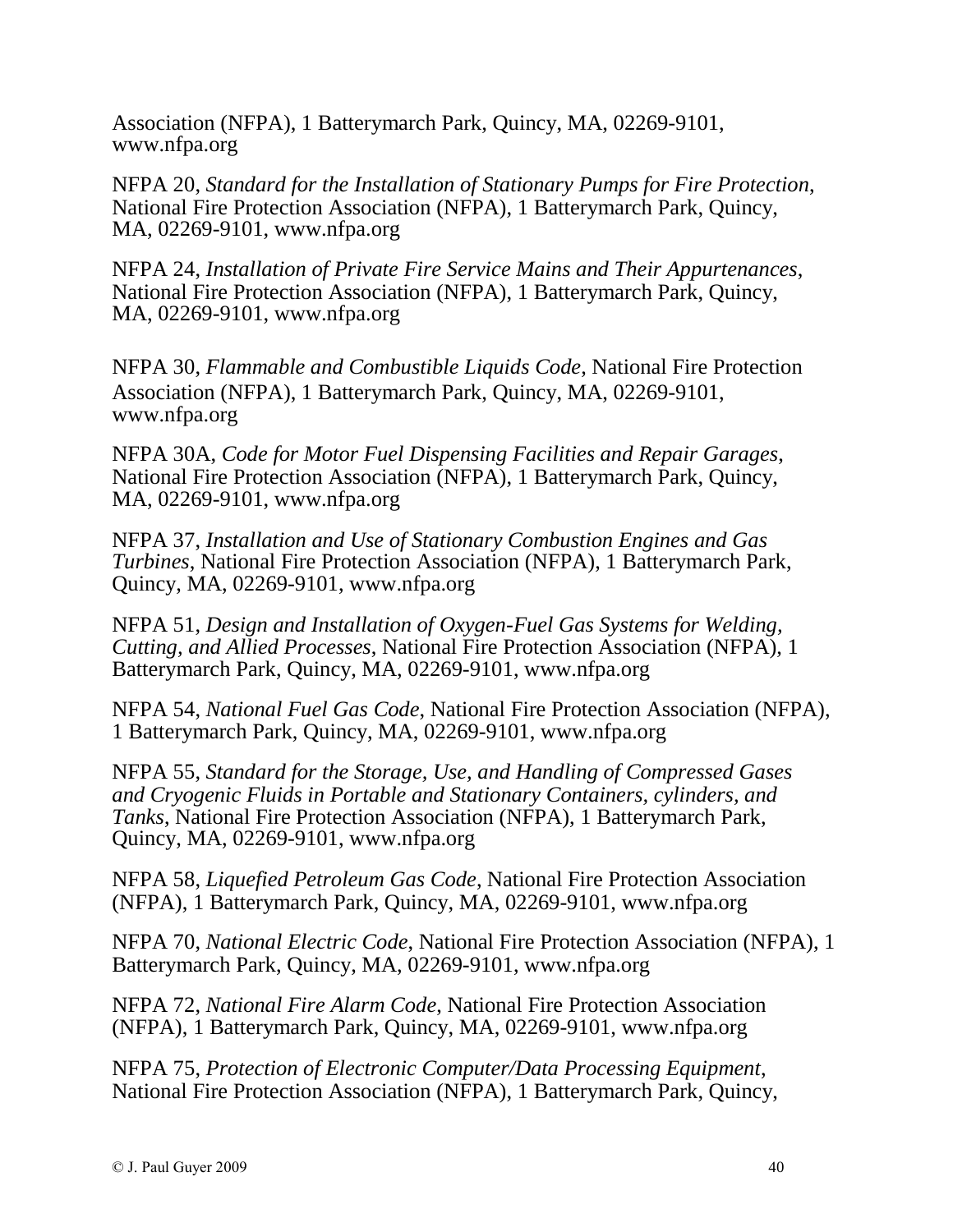Association (NFPA), 1 Batterymarch Park, Quincy, MA, 02269-9101, www.nfpa.org

NFPA 20, *Standard for the Installation of Stationary Pumps for Fire Protection*, National Fire Protection Association (NFPA), 1 Batterymarch Park, Quincy, MA, 02269-9101, www.nfpa.org

NFPA 24, *Installation of Private Fire Service Mains and Their Appurtenances*, National Fire Protection Association (NFPA), 1 Batterymarch Park, Quincy, MA, 02269-9101, www.nfpa.org

NFPA 30, *Flammable and Combustible Liquids Code*, National Fire Protection Association (NFPA), 1 Batterymarch Park, Quincy, MA, 02269-9101, www.nfpa.org

NFPA 30A, *Code for Motor Fuel Dispensing Facilities and Repair Garages*, National Fire Protection Association (NFPA), 1 Batterymarch Park, Quincy, MA, 02269-9101, www.nfpa.org

NFPA 37, *Installation and Use of Stationary Combustion Engines and Gas Turbines*, National Fire Protection Association (NFPA), 1 Batterymarch Park, Quincy, MA, 02269-9101, www.nfpa.org

NFPA 51, *Design and Installation of Oxygen-Fuel Gas Systems for Welding, Cutting, and Allied Processes*, National Fire Protection Association (NFPA), 1 Batterymarch Park, Quincy, MA, 02269-9101, www.nfpa.org

NFPA 54, *National Fuel Gas Code*, National Fire Protection Association (NFPA), 1 Batterymarch Park, Quincy, MA, 02269-9101, www.nfpa.org

NFPA 55, *Standard for the Storage, Use, and Handling of Compressed Gases and Cryogenic Fluids in Portable and Stationary Containers, cylinders, and Tanks*, National Fire Protection Association (NFPA), 1 Batterymarch Park, Quincy, MA, 02269-9101, www.nfpa.org

NFPA 58, *Liquefied Petroleum Gas Code*, National Fire Protection Association (NFPA), 1 Batterymarch Park, Quincy, MA, 02269-9101, www.nfpa.org

NFPA 70, *National Electric Code*, National Fire Protection Association (NFPA), 1 Batterymarch Park, Quincy, MA, 02269-9101, www.nfpa.org

NFPA 72, *National Fire Alarm Code*, National Fire Protection Association (NFPA), 1 Batterymarch Park, Quincy, MA, 02269-9101, www.nfpa.org

NFPA 75, *Protection of Electronic Computer/Data Processing Equipment*, National Fire Protection Association (NFPA), 1 Batterymarch Park, Quincy,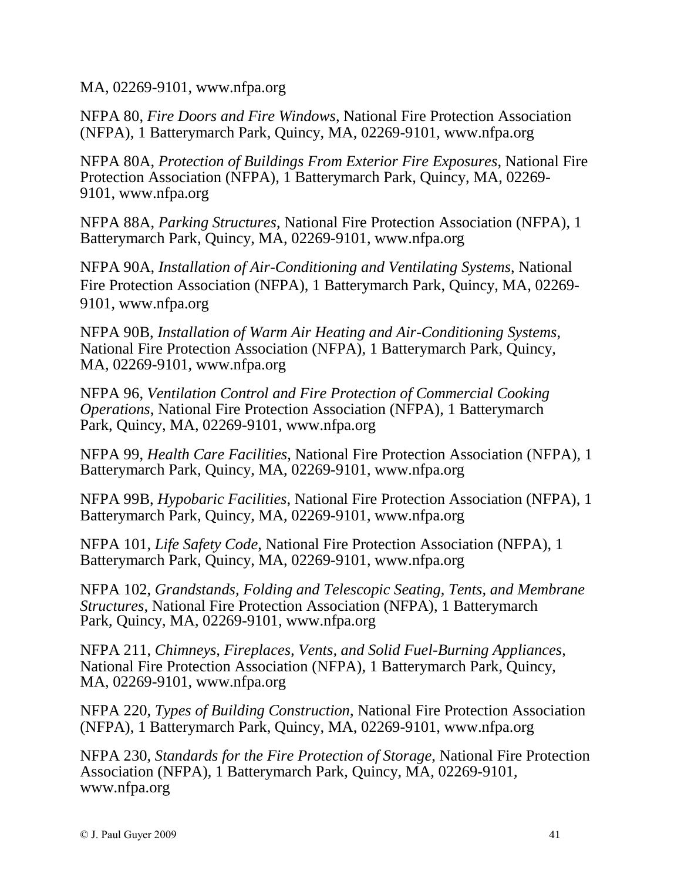MA, 02269-9101, www.nfpa.org

NFPA 80, *Fire Doors and Fire Windows*, National Fire Protection Association (NFPA), 1 Batterymarch Park, Quincy, MA, 02269-9101, www.nfpa.org

NFPA 80A, *Protection of Buildings From Exterior Fire Exposures*, National Fire Protection Association (NFPA), 1 Batterymarch Park, Quincy, MA, 02269-9101, www.nfpa.org

NFPA 88A, *Parking Structures*, National Fire Protection Association (NFPA), 1 Batterymarch Park, Quincy, MA, 02269-9101, www.nfpa.org

NFPA 90A, *Installation of Air-Conditioning and Ventilating Systems*, National Fire Protection Association (NFPA), 1 Batterymarch Park, Quincy, MA, 02269-9101, www.nfpa.org

NFPA 90B, *Installation of Warm Air Heating and Air-Conditioning Systems*, National Fire Protection Association (NFPA), 1 Batterymarch Park, Quincy, MA, 02269-9101, www.nfpa.org

NFPA 96, *Ventilation Control and Fire Protection of Commercial Cooking Operations*, National Fire Protection Association (NFPA), 1 Batterymarch Park, Quincy, MA, 02269-9101, www.nfpa.org

NFPA 99, *Health Care Facilities*, National Fire Protection Association (NFPA), 1 Batterymarch Park, Quincy, MA, 02269-9101, www.nfpa.org

NFPA 99B, *Hypobaric Facilities*, National Fire Protection Association (NFPA), 1 Batterymarch Park, Quincy, MA, 02269-9101, www.nfpa.org

NFPA 101, *Life Safety Code*, National Fire Protection Association (NFPA), 1 Batterymarch Park, Quincy, MA, 02269-9101, www.nfpa.org

NFPA 102, *Grandstands, Folding and Telescopic Seating, Tents, and Membrane Structures*, National Fire Protection Association (NFPA), 1 Batterymarch Park, Quincy, MA, 02269-9101, www.nfpa.org

NFPA 211, *Chimneys, Fireplaces, Vents, and Solid Fuel-Burning Appliances*, National Fire Protection Association (NFPA), 1 Batterymarch Park, Quincy, MA, 02269-9101, www.nfpa.org

NFPA 220, *Types of Building Construction*, National Fire Protection Association (NFPA), 1 Batterymarch Park, Quincy, MA, 02269-9101, www.nfpa.org

NFPA 230, *Standards for the Fire Protection of Storage*, National Fire Protection Association (NFPA), 1 Batterymarch Park, Quincy, MA, 02269-9101, www.nfpa.org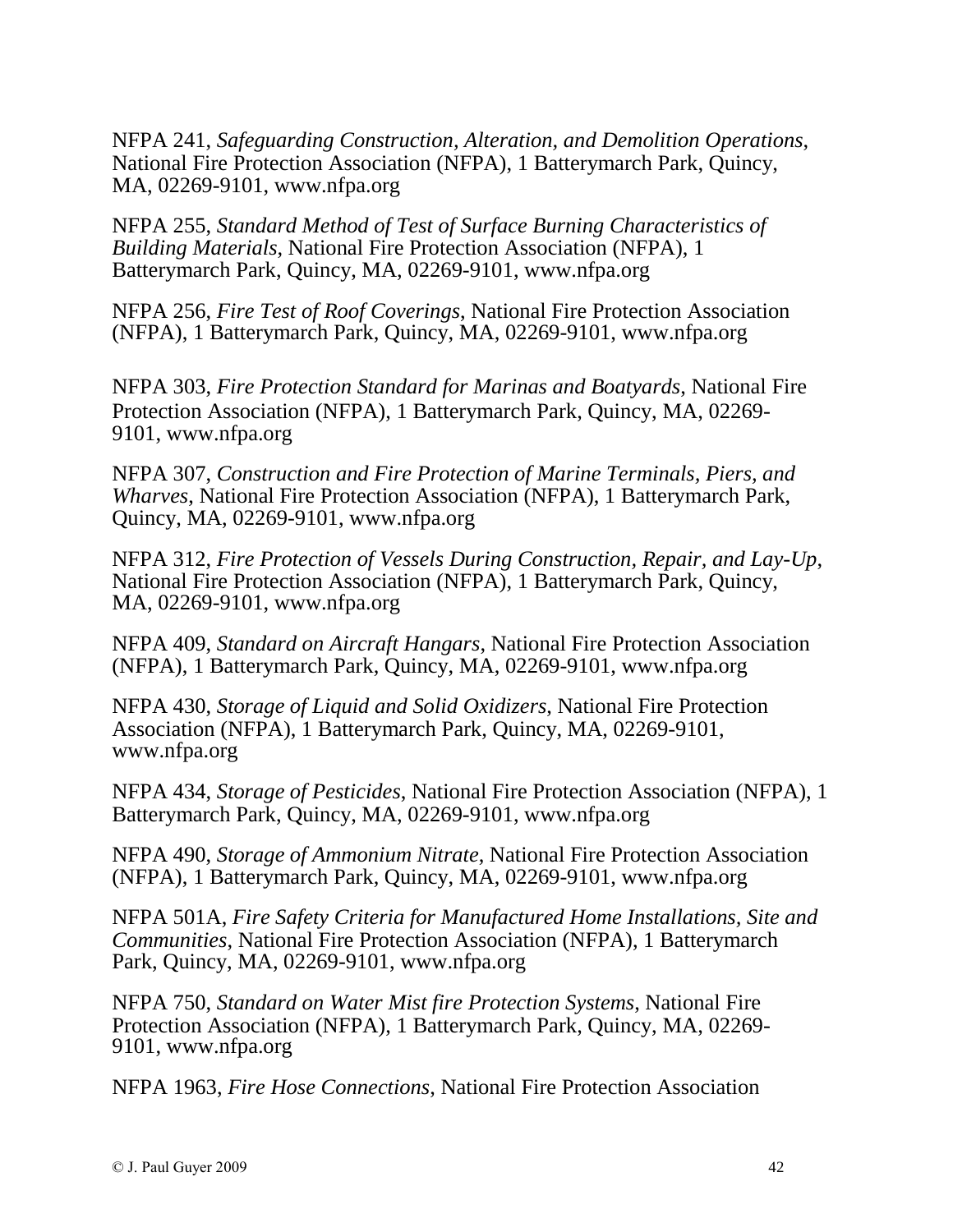NFPA 241, *Safeguarding Construction, Alteration, and Demolition Operations*, National Fire Protection Association (NFPA), 1 Batterymarch Park, Quincy, MA, 02269-9101, www.nfpa.org

NFPA 255, *Standard Method of Test of Surface Burning Characteristics of Building Materials*, National Fire Protection Association (NFPA), 1 Batterymarch Park, Quincy, MA, 02269-9101, www.nfpa.org

NFPA 256, *Fire Test of Roof Coverings*, National Fire Protection Association (NFPA), 1 Batterymarch Park, Quincy, MA, 02269-9101, www.nfpa.org

NFPA 303, *Fire Protection Standard for Marinas and Boatyards*, National Fire Protection Association (NFPA), 1 Batterymarch Park, Quincy, MA, 02269-9101, www.nfpa.org

NFPA 307, *Construction and Fire Protection of Marine Terminals, Piers, and Wharves*, National Fire Protection Association (NFPA), 1 Batterymarch Park, Quincy, MA, 02269-9101, www.nfpa.org

NFPA 312, *Fire Protection of Vessels During Construction, Repair, and Lay-Up*, National Fire Protection Association (NFPA), 1 Batterymarch Park, Quincy, MA, 02269-9101, www.nfpa.org

NFPA 409, *Standard on Aircraft Hangars*, National Fire Protection Association (NFPA), 1 Batterymarch Park, Quincy, MA, 02269-9101, www.nfpa.org

NFPA 430, *Storage of Liquid and Solid Oxidizers*, National Fire Protection Association (NFPA), 1 Batterymarch Park, Quincy, MA, 02269-9101, www.nfpa.org

NFPA 434, *Storage of Pesticides*, National Fire Protection Association (NFPA), 1 Batterymarch Park, Quincy, MA, 02269-9101, www.nfpa.org

NFPA 490, *Storage of Ammonium Nitrate*, National Fire Protection Association (NFPA), 1 Batterymarch Park, Quincy, MA, 02269-9101, www.nfpa.org

NFPA 501A, *Fire Safety Criteria for Manufactured Home Installations, Site and Communities*, National Fire Protection Association (NFPA), 1 Batterymarch Park, Quincy, MA, 02269-9101, www.nfpa.org

NFPA 750, *Standard on Water Mist fire Protection Systems*, National Fire Protection Association (NFPA), 1 Batterymarch Park, Quincy, MA, 02269-9101, www.nfpa.org

NFPA 1963, *Fire Hose Connections*, National Fire Protection Association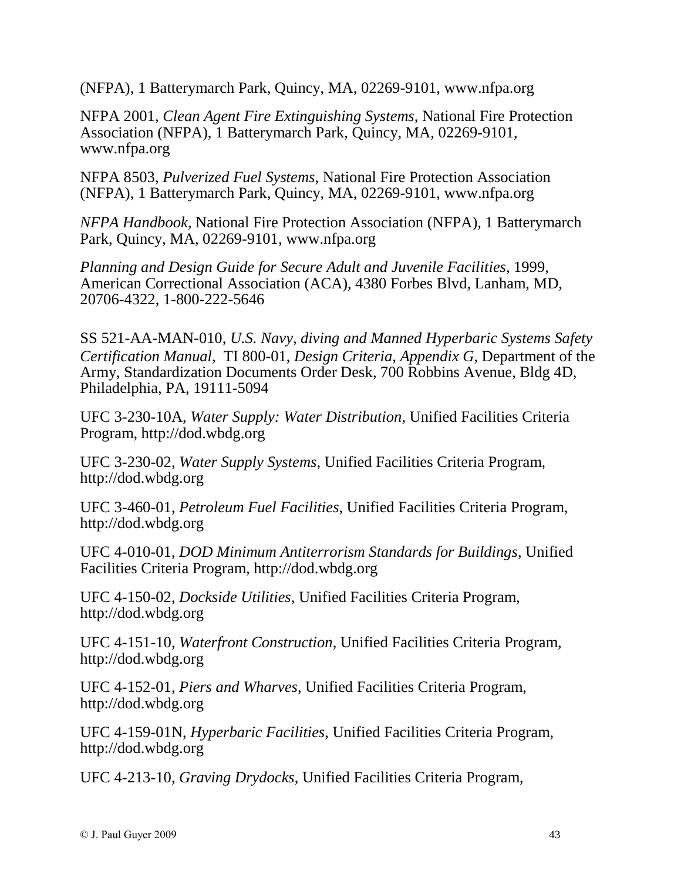(NFPA), 1 Batterymarch Park, Quincy, MA, 02269-9101, www.nfpa.org

NFPA 2001, *Clean Agent Fire Extinguishing Systems*, National Fire Protection Association (NFPA), 1 Batterymarch Park, Quincy, MA, 02269-9101, www.nfpa.org

NFPA 8503, *Pulverized Fuel Systems*, National Fire Protection Association (NFPA), 1 Batterymarch Park, Quincy, MA, 02269-9101, www.nfpa.org

*NFPA Handbook*, National Fire Protection Association (NFPA), 1 Batterymarch Park, Quincy, MA, 02269-9101, www.nfpa.org

*Planning and Design Guide for Secure Adult and Juvenile Facilities*, 1999, American Correctional Association (ACA), 4380 Forbes Blvd, Lanham, MD, 20706-4322, 1-800-222-5646

SS 521-AA-MAN-010, *U.S. Navy, diving and Manned Hyperbaric Systems Safety Certification Manual*, TI 800-01, *Design Criteria, Appendix G*, Department of the Army, Standardization Documents Order Desk, 700 Robbins Avenue, Bldg 4D, Philadelphia, PA, 19111-5094

UFC 3-230-10A, *Water Supply: Water Distribution*, Unified Facilities Criteria Program, http://dod.wbdg.org

UFC 3-230-02, *Water Supply Systems*, Unified Facilities Criteria Program, http://dod.wbdg.org

UFC 3-460-01, *Petroleum Fuel Facilities*, Unified Facilities Criteria Program, http://dod.wbdg.org

UFC 4-010-01, *DOD Minimum Antiterrorism Standards for Buildings*, Unified Facilities Criteria Program, http://dod.wbdg.org

UFC 4-150-02, *Dockside Utilities*, Unified Facilities Criteria Program, http://dod.wbdg.org

UFC 4-151-10, *Waterfront Construction*, Unified Facilities Criteria Program, http://dod.wbdg.org

UFC 4-152-01, *Piers and Wharves*, Unified Facilities Criteria Program, http://dod.wbdg.org

UFC 4-159-01N, *Hyperbaric Facilities*, Unified Facilities Criteria Program, http://dod.wbdg.org

UFC 4-213-10, *Graving Drydocks*, Unified Facilities Criteria Program,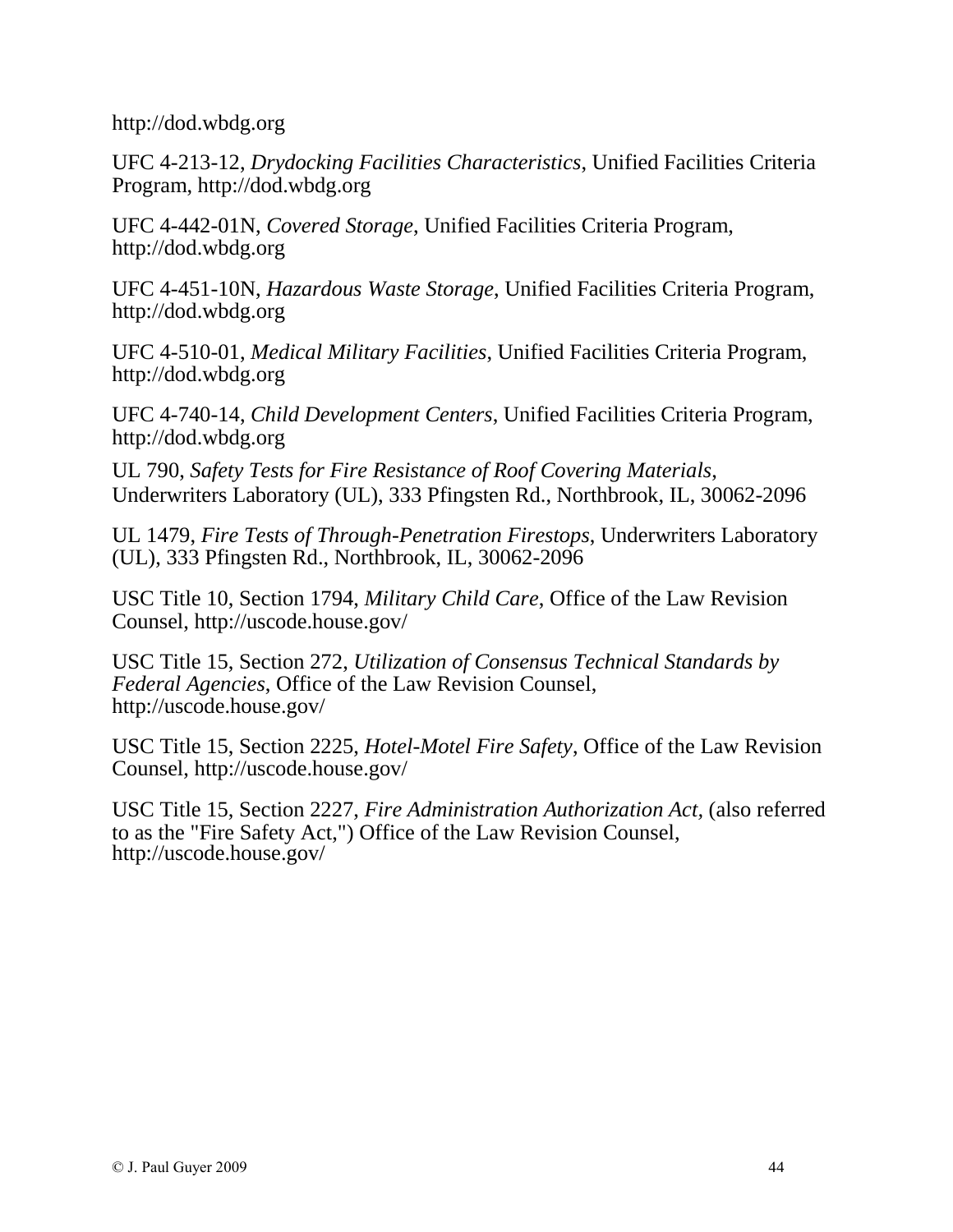http://dod.wbdg.org

UFC 4-213-12, *Drydocking Facilities Characteristics*, Unified Facilities Criteria Program, http://dod.wbdg.org

UFC 4-442-01N, *Covered Storage*, Unified Facilities Criteria Program, http://dod.wbdg.org

UFC 4-451-10N, *Hazardous Waste Storage*, Unified Facilities Criteria Program, http://dod.wbdg.org

UFC 4-510-01, *Medical Military Facilities*, Unified Facilities Criteria Program, http://dod.wbdg.org

UFC 4-740-14, *Child Development Centers*, Unified Facilities Criteria Program, http://dod.wbdg.org

UL 790, *Safety Tests for Fire Resistance of Roof Covering Materials*, Underwriters Laboratory (UL), 333 Pfingsten Rd., Northbrook, IL, 30062-2096

UL 1479, *Fire Tests of Through-Penetration Firestops*, Underwriters Laboratory (UL), 333 Pfingsten Rd., Northbrook, IL, 30062-2096

USC Title 10, Section 1794, *Military Child Care*, Office of the Law Revision Counsel, http://uscode.house.gov/

USC Title 15, Section 272, *Utilization of Consensus Technical Standards by Federal Agencies*, Office of the Law Revision Counsel, http://uscode.house.gov/

USC Title 15, Section 2225, *Hotel-Motel Fire Safety*, Office of the Law Revision Counsel, http://uscode.house.gov/

USC Title 15, Section 2227, *Fire Administration Authorization Act*, (also referred to as the "Fire Safety Act,") Office of the Law Revision Counsel, http://uscode.house.gov/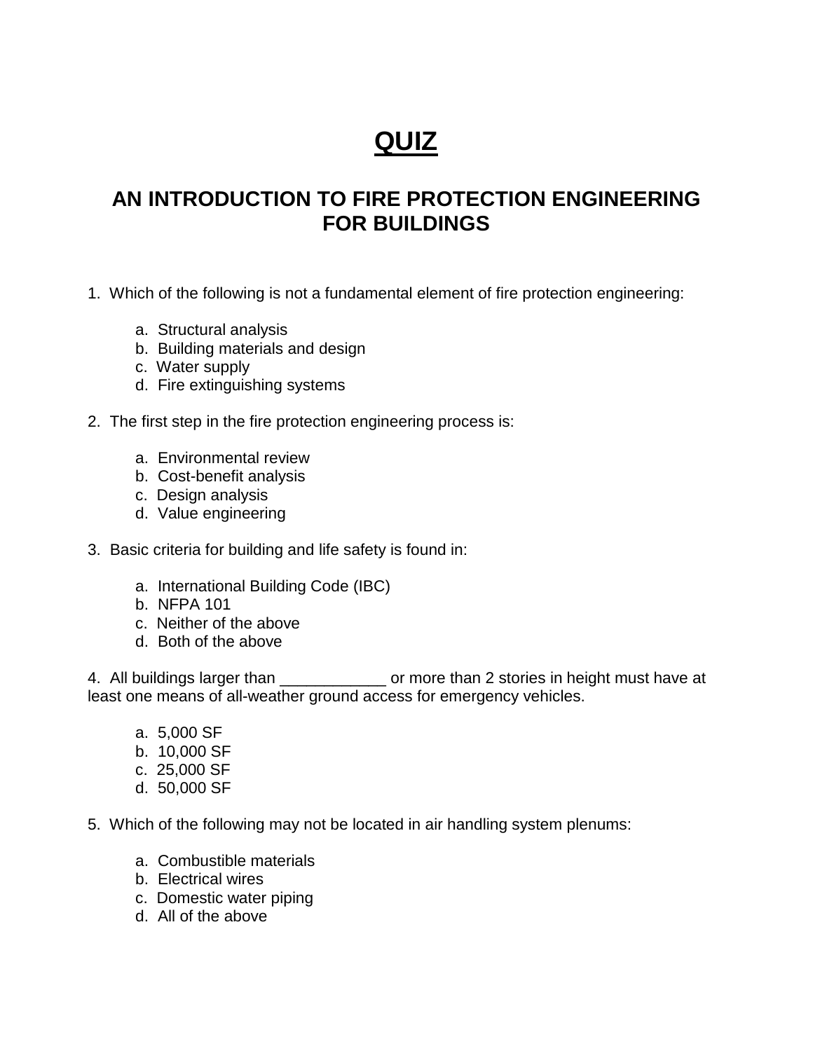# QUIZ

## AN INTRODUCTION TO FIRE PROTECTION ENGINEERING FOR BUILDINGS

1. Which of the following is not a fundamental element of fire protection engineering:

   a. Structural analysis
   b. Building materials and design
   c. Water supply
   d. Fire extinguishing systems

2. The first step in the fire protection engineering process is:

   a. Environmental review
   b. Cost-benefit analysis
   c. Design analysis
   d. Value engineering

3. Basic criteria for building and life safety is found in:

   a. International Building Code (IBC)
   b. NFPA 101
   c. Neither of the above
   d. Both of the above

4. All buildings larger than ____________ or more than 2 stories in height must have at least one means of all-weather ground access for emergency vehicles.

   a. 5,000 SF
   b. 10,000 SF
   c. 25,000 SF
   d. 50,000 SF

5. Which of the following may not be located in air handling system plenums:

   a. Combustible materials
   b. Electrical wires
   c. Domestic water piping
   d. All of the above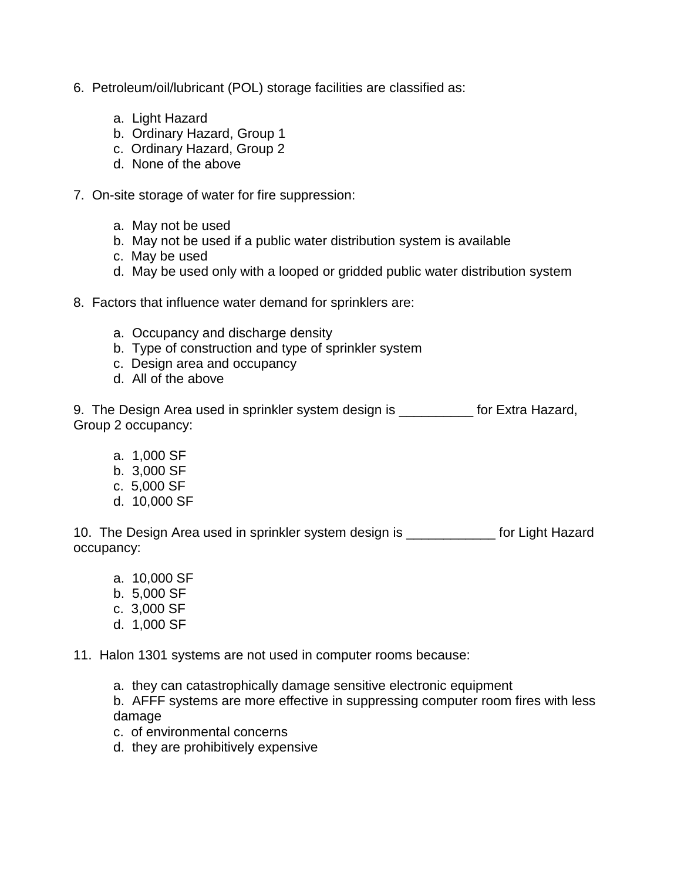6. Petroleum/oil/lubricant (POL) storage facilities are classified as:

    a. Light Hazard
    b. Ordinary Hazard, Group 1
    c. Ordinary Hazard, Group 2
    d. None of the above

7. On-site storage of water for fire suppression:

    a. May not be used
    b. May not be used if a public water distribution system is available
    c. May be used
    d. May be used only with a looped or gridded public water distribution system

8. Factors that influence water demand for sprinklers are:

    a. Occupancy and discharge density
    b. Type of construction and type of sprinkler system
    c. Design area and occupancy
    d. All of the above

9. The Design Area used in sprinkler system design is __________ for Extra Hazard, Group 2 occupancy:

    a. 1,000 SF
    b. 3,000 SF
    c. 5,000 SF
    d. 10,000 SF

10. The Design Area used in sprinkler system design is ____________ for Light Hazard occupancy:

    a. 10,000 SF
    b. 5,000 SF
    c. 3,000 SF
    d. 1,000 SF

11. Halon 1301 systems are not used in computer rooms because:

    a. they can catastrophically damage sensitive electronic equipment
    b. AFFF systems are more effective in suppressing computer room fires with less damage
    c. of environmental concerns
    d. they are prohibitively expensive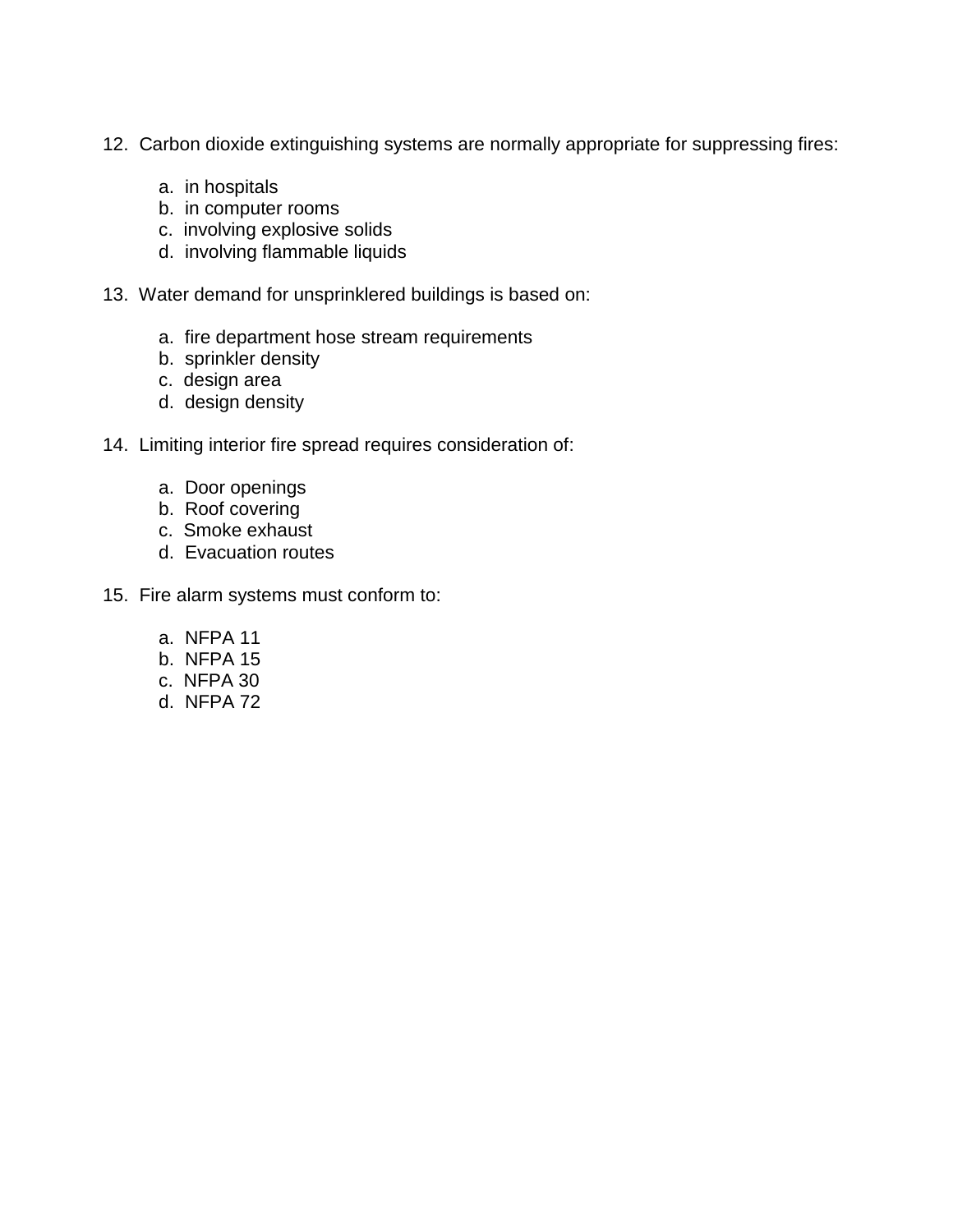12. Carbon dioxide extinguishing systems are normally appropriate for suppressing fires:

    a. in hospitals
    b. in computer rooms
    c. involving explosive solids
    d. involving flammable liquids

13. Water demand for unsprinklered buildings is based on:

    a. fire department hose stream requirements
    b. sprinkler density
    c. design area
    d. design density

14. Limiting interior fire spread requires consideration of:

    a. Door openings
    b. Roof covering
    c. Smoke exhaust
    d. Evacuation routes

15. Fire alarm systems must conform to:

    a. NFPA 11
    b. NFPA 15
    c. NFPA 30
    d. NFPA 72